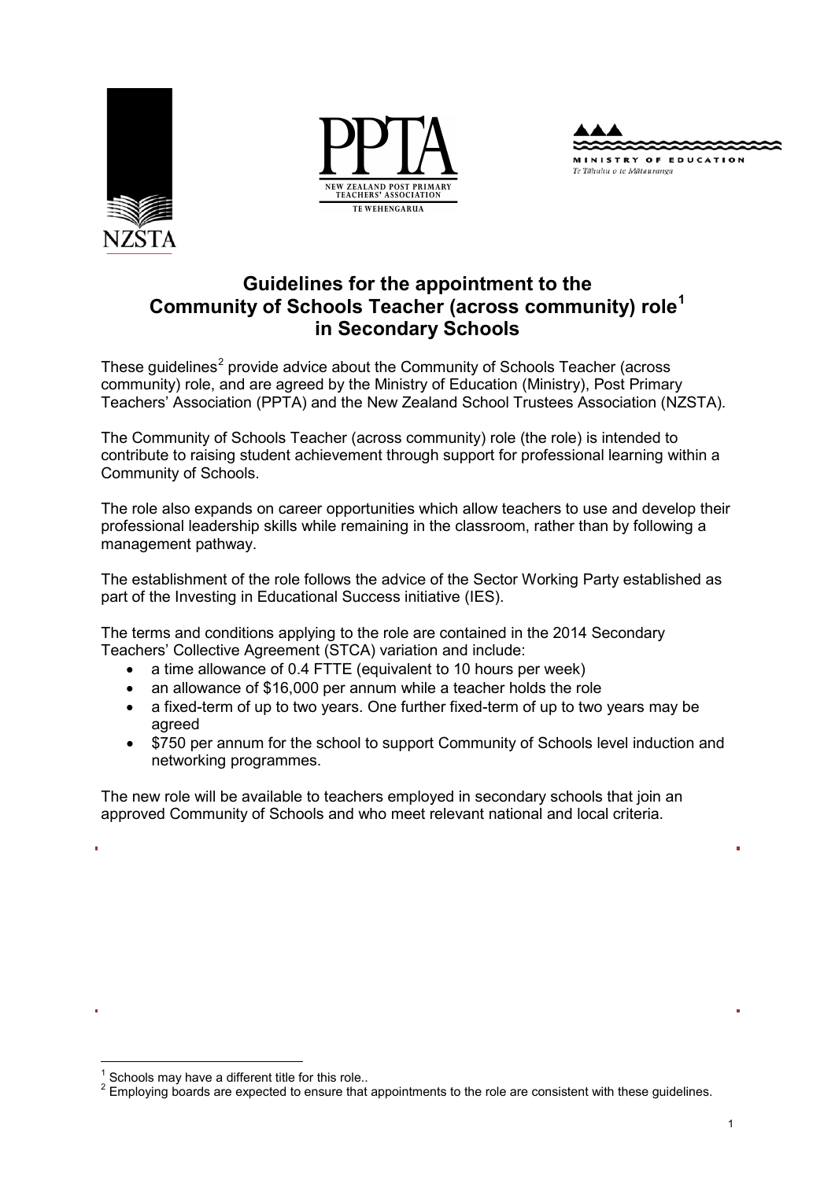# Guidelines for the appointment to the Community of Schools Teacher (across community) role[1] in Secondary Schools

These guidelines[2] provide advice about the Community of Schools Teacher (across community) role, and are agreed by the Ministry of Education (Ministry), Post Primary Teachers' Association (PPTA) and the New Zealand School Trustees Association (NZSTA).

The Community of Schools Teacher (across community) role (the role) is intended to contribute to raising student achievement through support for professional learning within a Community of Schools.

The role also expands on career opportunities which allow teachers to use and develop their professional leadership skills while remaining in the classroom, rather than by following a management pathway.

The establishment of the role follows the advice of the Sector Working Party established as part of the Investing in Educational Success initiative (IES).

The terms and conditions applying to the role are contained in the 2014 Secondary Teachers' Collective Agreement (STCA) variation and include:

- a time allowance of 0.4 FTTE (equivalent to 10 hours per week)
- an allowance of $16,000 per annum while a teacher holds the role
- a fixed-term of up to two years. One further fixed-term of up to two years may be agreed
- $750 per annum for the school to support Community of Schools level induction and networking programmes.

The new role will be available to teachers employed in secondary schools that join an approved Community of Schools and who meet relevant national and local criteria.

[1] Schools may have a different title for this role..

[2] Employing boards are expected to ensure that appointments to the role are consistent with these guidelines.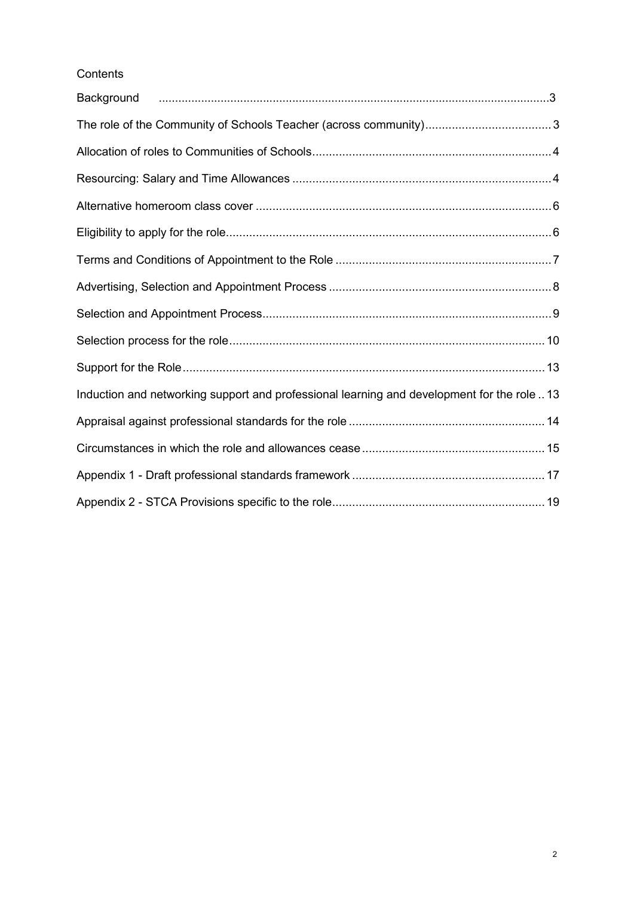Contents

| | |
|---|---|
| Background | 3 |
| The role of the Community of Schools Teacher (across community) | 3 |
| Allocation of roles to Communities of Schools | 4 |
| Resourcing: Salary and Time Allowances | 4 |
| Alternative homeroom class cover | 6 |
| Eligibility to apply for the role | 6 |
| Terms and Conditions of Appointment to the Role | 7 |
| Advertising, Selection and Appointment Process | 8 |
| Selection and Appointment Process | 9 |
| Selection process for the role | 10 |
| Support for the Role | 13 |
| Induction and networking support and professional learning and development for the role | 13 |
| Appraisal against professional standards for the role | 14 |
| Circumstances in which the role and allowances cease | 15 |
| Appendix 1 - Draft professional standards framework | 17 |
| Appendix 2 - STCA Provisions specific to the role | 19 |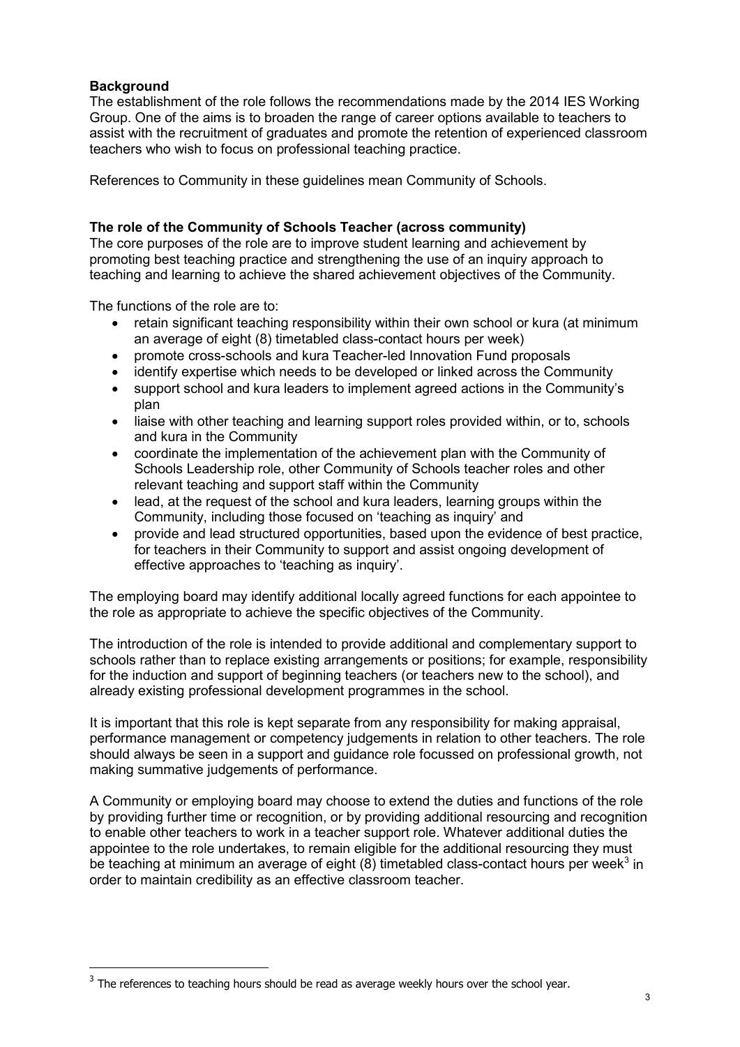**Background**

The establishment of the role follows the recommendations made by the 2014 IES Working Group. One of the aims is to broaden the range of career options available to teachers to assist with the recruitment of graduates and promote the retention of experienced classroom teachers who wish to focus on professional teaching practice.

References to Community in these guidelines mean Community of Schools.

**The role of the Community of Schools Teacher (across community)**

The core purposes of the role are to improve student learning and achievement by promoting best teaching practice and strengthening the use of an inquiry approach to teaching and learning to achieve the shared achievement objectives of the Community.

The functions of the role are to:

- retain significant teaching responsibility within their own school or kura (at minimum an average of eight (8) timetabled class-contact hours per week)
- promote cross-schools and kura Teacher-led Innovation Fund proposals
- identify expertise which needs to be developed or linked across the Community
- support school and kura leaders to implement agreed actions in the Community's plan
- liaise with other teaching and learning support roles provided within, or to, schools and kura in the Community
- coordinate the implementation of the achievement plan with the Community of Schools Leadership role, other Community of Schools teacher roles and other relevant teaching and support staff within the Community
- lead, at the request of the school and kura leaders, learning groups within the Community, including those focused on 'teaching as inquiry' and
- provide and lead structured opportunities, based upon the evidence of best practice, for teachers in their Community to support and assist ongoing development of effective approaches to 'teaching as inquiry'.

The employing board may identify additional locally agreed functions for each appointee to the role as appropriate to achieve the specific objectives of the Community.

The introduction of the role is intended to provide additional and complementary support to schools rather than to replace existing arrangements or positions; for example, responsibility for the induction and support of beginning teachers (or teachers new to the school), and already existing professional development programmes in the school.

It is important that this role is kept separate from any responsibility for making appraisal, performance management or competency judgements in relation to other teachers. The role should always be seen in a support and guidance role focussed on professional growth, not making summative judgements of performance.

A Community or employing board may choose to extend the duties and functions of the role by providing further time or recognition, or by providing additional resourcing and recognition to enable other teachers to work in a teacher support role. Whatever additional duties the appointee to the role undertakes, to remain eligible for the additional resourcing they must be teaching at minimum an average of eight (8) timetabled class-contact hours per week[3] in order to maintain credibility as an effective classroom teacher.

[3] The references to teaching hours should be read as average weekly hours over the school year.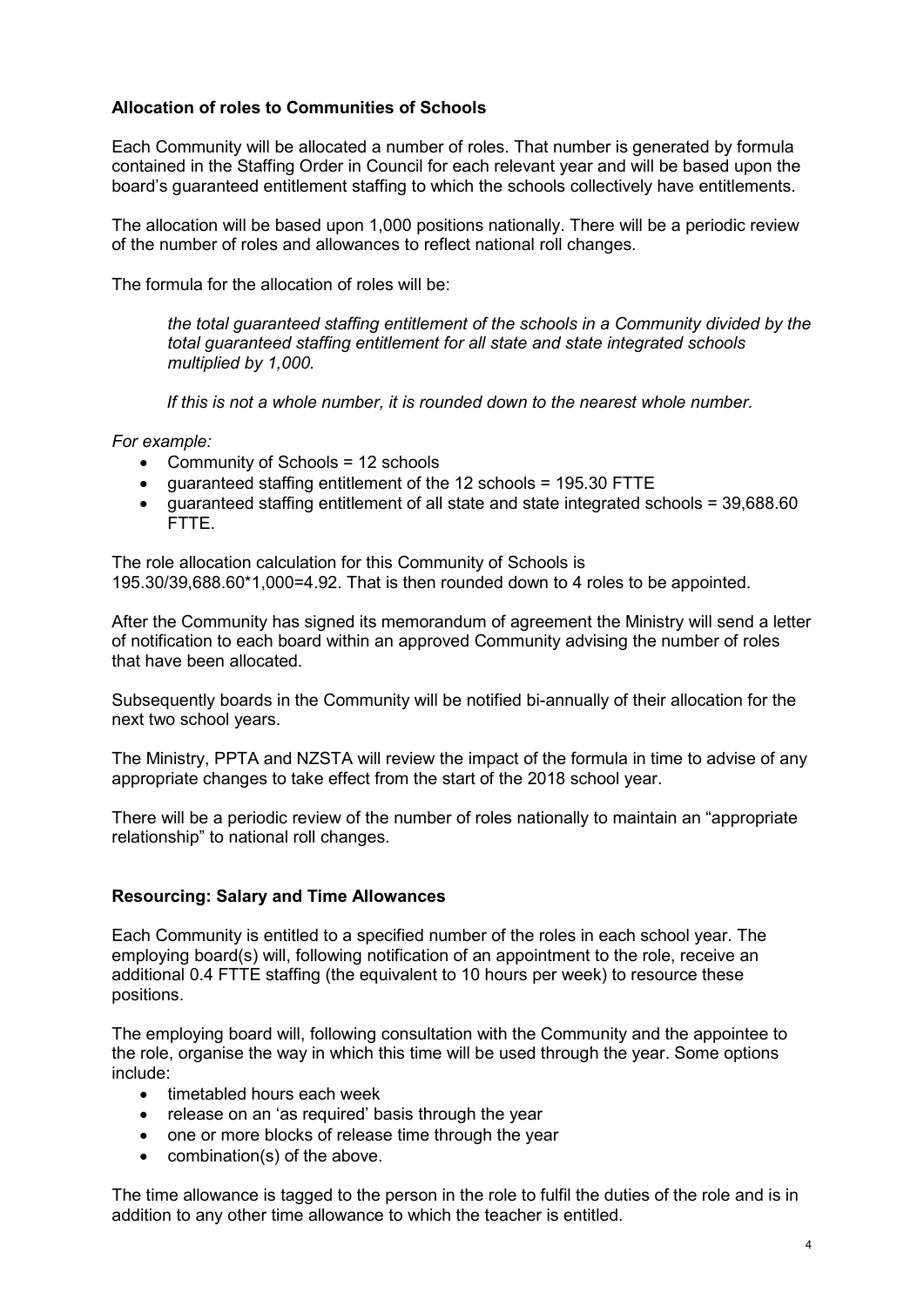### Allocation of roles to Communities of Schools

Each Community will be allocated a number of roles. That number is generated by formula contained in the Staffing Order in Council for each relevant year and will be based upon the board's guaranteed entitlement staffing to which the schools collectively have entitlements.

The allocation will be based upon 1,000 positions nationally. There will be a periodic review of the number of roles and allowances to reflect national roll changes.

The formula for the allocation of roles will be:

> *the total guaranteed staffing entitlement of the schools in a Community divided by the total guaranteed staffing entitlement for all state and state integrated schools multiplied by 1,000.*
>
> *If this is not a whole number, it is rounded down to the nearest whole number.*

*For example:*

- Community of Schools = 12 schools
- guaranteed staffing entitlement of the 12 schools = 195.30 FTTE
- guaranteed staffing entitlement of all state and state integrated schools = 39,688.60 FTTE.

The role allocation calculation for this Community of Schools is 195.30/39,688.60*1,000=4.92. That is then rounded down to 4 roles to be appointed.

After the Community has signed its memorandum of agreement the Ministry will send a letter of notification to each board within an approved Community advising the number of roles that have been allocated.

Subsequently boards in the Community will be notified bi-annually of their allocation for the next two school years.

The Ministry, PPTA and NZSTA will review the impact of the formula in time to advise of any appropriate changes to take effect from the start of the 2018 school year.

There will be a periodic review of the number of roles nationally to maintain an "appropriate relationship" to national roll changes.

### Resourcing: Salary and Time Allowances

Each Community is entitled to a specified number of the roles in each school year. The employing board(s) will, following notification of an appointment to the role, receive an additional 0.4 FTTE staffing (the equivalent to 10 hours per week) to resource these positions.

The employing board will, following consultation with the Community and the appointee to the role, organise the way in which this time will be used through the year. Some options include:

- timetabled hours each week
- release on an 'as required' basis through the year
- one or more blocks of release time through the year
- combination(s) of the above.

The time allowance is tagged to the person in the role to fulfil the duties of the role and is in addition to any other time allowance to which the teacher is entitled.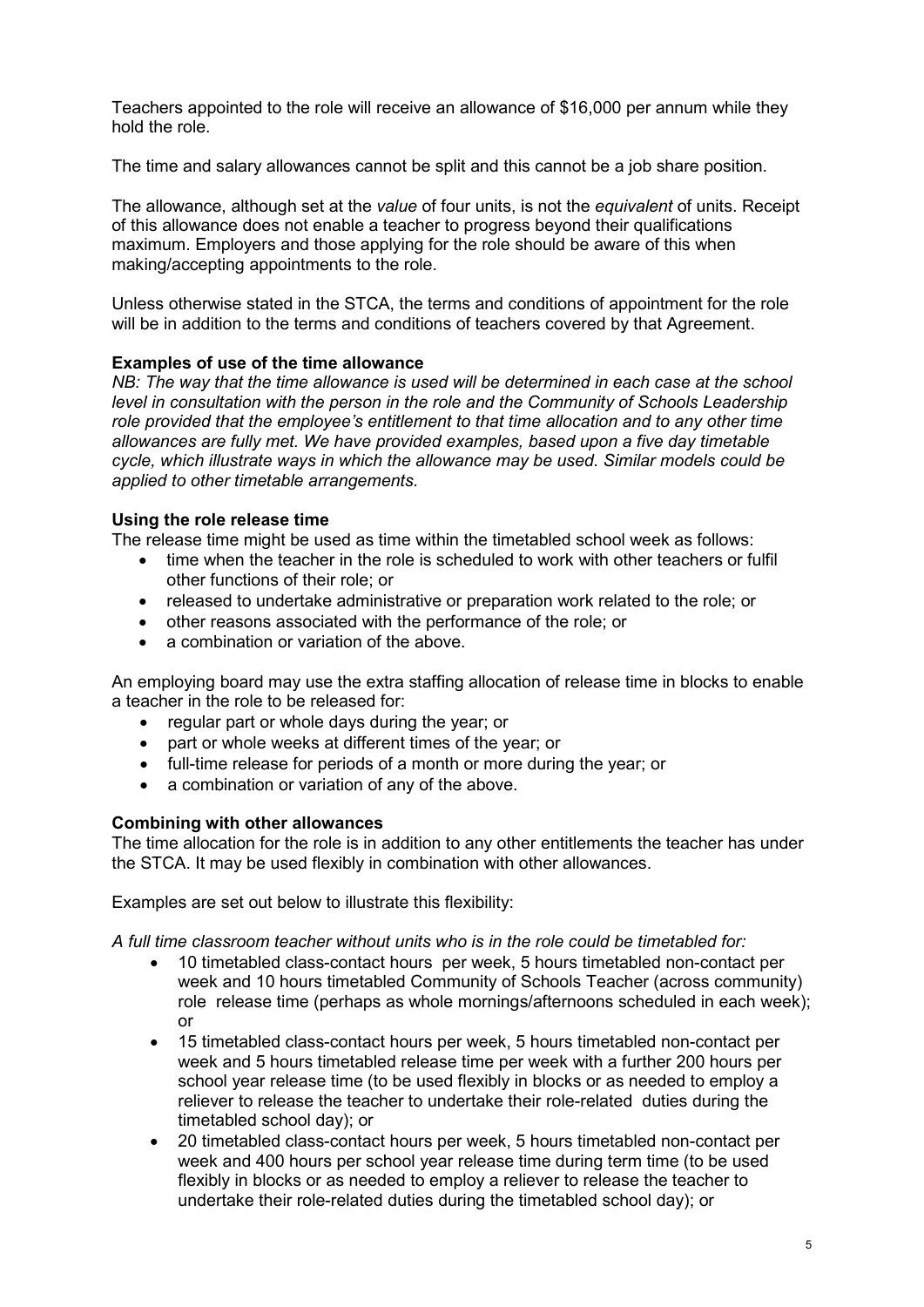Teachers appointed to the role will receive an allowance of $16,000 per annum while they hold the role.

The time and salary allowances cannot be split and this cannot be a job share position.

The allowance, although set at the *value* of four units, is not the *equivalent* of units. Receipt of this allowance does not enable a teacher to progress beyond their qualifications maximum. Employers and those applying for the role should be aware of this when making/accepting appointments to the role.

Unless otherwise stated in the STCA, the terms and conditions of appointment for the role will be in addition to the terms and conditions of teachers covered by that Agreement.

**Examples of use of the time allowance**

*NB: The way that the time allowance is used will be determined in each case at the school level in consultation with the person in the role and the Community of Schools Leadership role provided that the employee's entitlement to that time allocation and to any other time allowances are fully met. We have provided examples, based upon a five day timetable cycle, which illustrate ways in which the allowance may be used. Similar models could be applied to other timetable arrangements.*

**Using the role release time**

The release time might be used as time within the timetabled school week as follows:

- time when the teacher in the role is scheduled to work with other teachers or fulfil other functions of their role; or
- released to undertake administrative or preparation work related to the role; or
- other reasons associated with the performance of the role; or
- a combination or variation of the above.

An employing board may use the extra staffing allocation of release time in blocks to enable a teacher in the role to be released for:

- regular part or whole days during the year; or
- part or whole weeks at different times of the year; or
- full-time release for periods of a month or more during the year; or
- a combination or variation of any of the above.

**Combining with other allowances**

The time allocation for the role is in addition to any other entitlements the teacher has under the STCA. It may be used flexibly in combination with other allowances.

Examples are set out below to illustrate this flexibility:

*A full time classroom teacher without units who is in the role could be timetabled for:*

- 10 timetabled class-contact hours per week, 5 hours timetabled non-contact per week and 10 hours timetabled Community of Schools Teacher (across community) role release time (perhaps as whole mornings/afternoons scheduled in each week); or
- 15 timetabled class-contact hours per week, 5 hours timetabled non-contact per week and 5 hours timetabled release time per week with a further 200 hours per school year release time (to be used flexibly in blocks or as needed to employ a reliever to release the teacher to undertake their role-related duties during the timetabled school day); or
- 20 timetabled class-contact hours per week, 5 hours timetabled non-contact per week and 400 hours per school year release time during term time (to be used flexibly in blocks or as needed to employ a reliever to release the teacher to undertake their role-related duties during the timetabled school day); or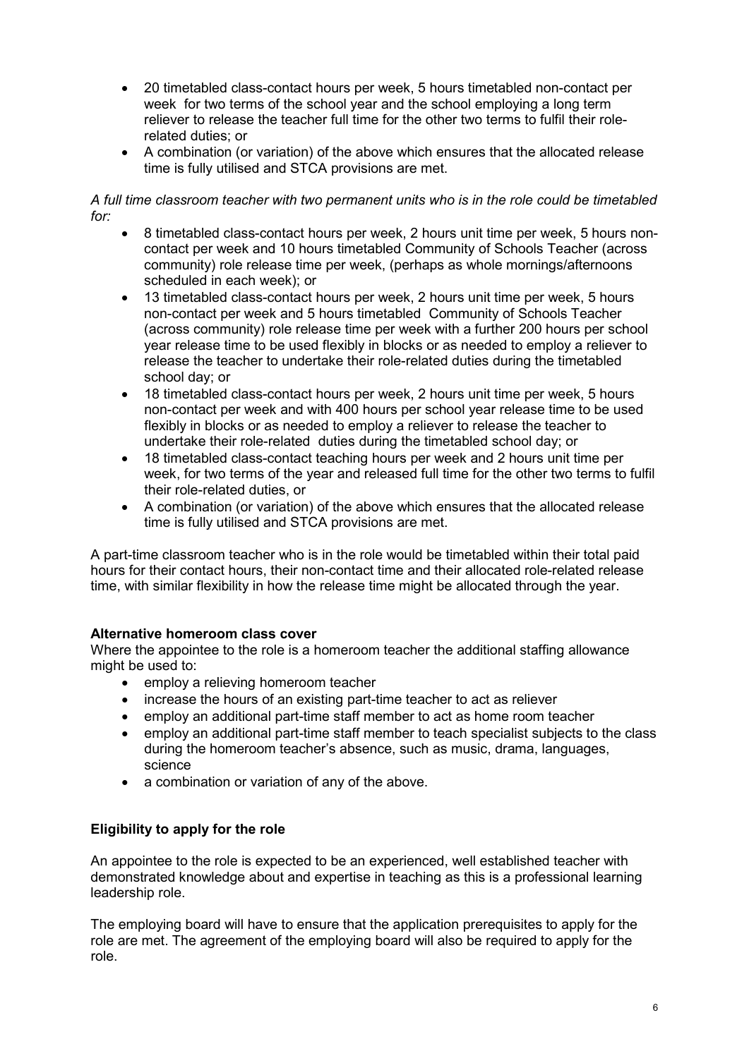- 20 timetabled class-contact hours per week, 5 hours timetabled non-contact per week for two terms of the school year and the school employing a long term reliever to release the teacher full time for the other two terms to fulfil their role-related duties; or
- A combination (or variation) of the above which ensures that the allocated release time is fully utilised and STCA provisions are met.

*A full time classroom teacher with two permanent units who is in the role could be timetabled for:*

- 8 timetabled class-contact hours per week, 2 hours unit time per week, 5 hours non-contact per week and 10 hours timetabled Community of Schools Teacher (across community) role release time per week, (perhaps as whole mornings/afternoons scheduled in each week); or
- 13 timetabled class-contact hours per week, 2 hours unit time per week, 5 hours non-contact per week and 5 hours timetabled Community of Schools Teacher (across community) role release time per week with a further 200 hours per school year release time to be used flexibly in blocks or as needed to employ a reliever to release the teacher to undertake their role-related duties during the timetabled school day; or
- 18 timetabled class-contact hours per week, 2 hours unit time per week, 5 hours non-contact per week and with 400 hours per school year release time to be used flexibly in blocks or as needed to employ a reliever to release the teacher to undertake their role-related duties during the timetabled school day; or
- 18 timetabled class-contact teaching hours per week and 2 hours unit time per week, for two terms of the year and released full time for the other two terms to fulfil their role-related duties, or
- A combination (or variation) of the above which ensures that the allocated release time is fully utilised and STCA provisions are met.

A part-time classroom teacher who is in the role would be timetabled within their total paid hours for their contact hours, their non-contact time and their allocated role-related release time, with similar flexibility in how the release time might be allocated through the year.

**Alternative homeroom class cover**

Where the appointee to the role is a homeroom teacher the additional staffing allowance might be used to:

- employ a relieving homeroom teacher
- increase the hours of an existing part-time teacher to act as reliever
- employ an additional part-time staff member to act as home room teacher
- employ an additional part-time staff member to teach specialist subjects to the class during the homeroom teacher's absence, such as music, drama, languages, science
- a combination or variation of any of the above.

**Eligibility to apply for the role**

An appointee to the role is expected to be an experienced, well established teacher with demonstrated knowledge about and expertise in teaching as this is a professional learning leadership role.

The employing board will have to ensure that the application prerequisites to apply for the role are met. The agreement of the employing board will also be required to apply for the role.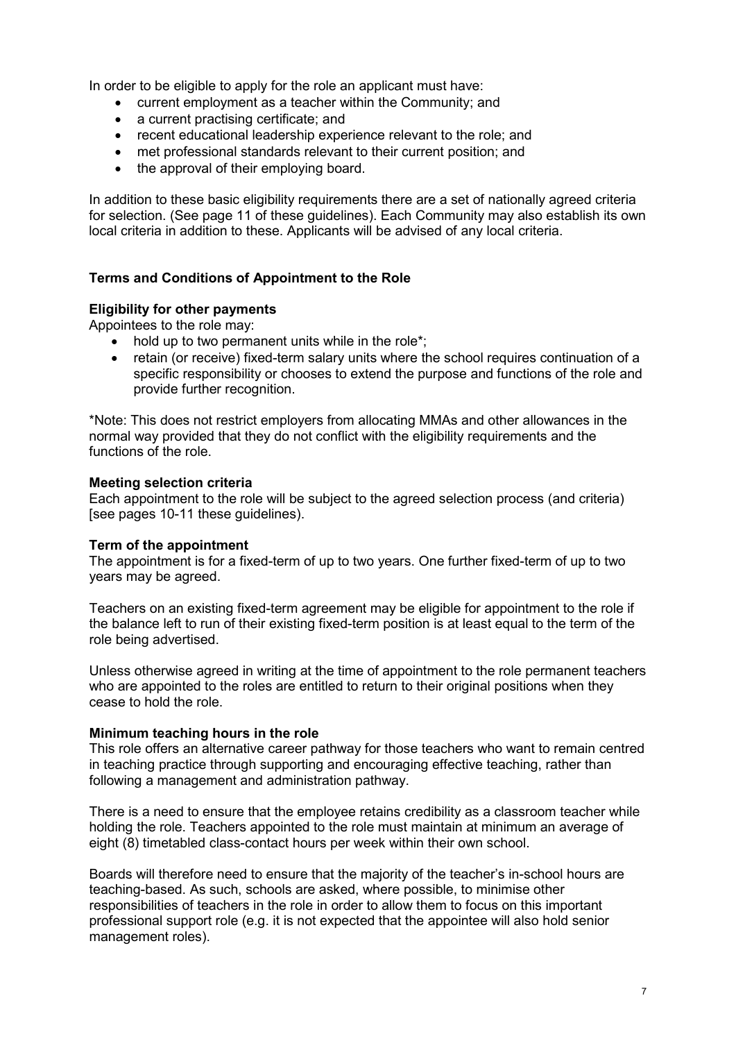In order to be eligible to apply for the role an applicant must have:

- current employment as a teacher within the Community; and
- a current practising certificate; and
- recent educational leadership experience relevant to the role; and
- met professional standards relevant to their current position; and
- the approval of their employing board.

In addition to these basic eligibility requirements there are a set of nationally agreed criteria for selection. (See page 11 of these guidelines). Each Community may also establish its own local criteria in addition to these. Applicants will be advised of any local criteria.

## Terms and Conditions of Appointment to the Role

### Eligibility for other payments

Appointees to the role may:

- hold up to two permanent units while in the role*;
- retain (or receive) fixed-term salary units where the school requires continuation of a specific responsibility or chooses to extend the purpose and functions of the role and provide further recognition.

*Note: This does not restrict employers from allocating MMAs and other allowances in the normal way provided that they do not conflict with the eligibility requirements and the functions of the role.

### Meeting selection criteria

Each appointment to the role will be subject to the agreed selection process (and criteria) [see pages 10-11 these guidelines).

### Term of the appointment

The appointment is for a fixed-term of up to two years. One further fixed-term of up to two years may be agreed.

Teachers on an existing fixed-term agreement may be eligible for appointment to the role if the balance left to run of their existing fixed-term position is at least equal to the term of the role being advertised.

Unless otherwise agreed in writing at the time of appointment to the role permanent teachers who are appointed to the roles are entitled to return to their original positions when they cease to hold the role.

### Minimum teaching hours in the role

This role offers an alternative career pathway for those teachers who want to remain centred in teaching practice through supporting and encouraging effective teaching, rather than following a management and administration pathway.

There is a need to ensure that the employee retains credibility as a classroom teacher while holding the role. Teachers appointed to the role must maintain at minimum an average of eight (8) timetabled class-contact hours per week within their own school.

Boards will therefore need to ensure that the majority of the teacher's in-school hours are teaching-based. As such, schools are asked, where possible, to minimise other responsibilities of teachers in the role in order to allow them to focus on this important professional support role (e.g. it is not expected that the appointee will also hold senior management roles).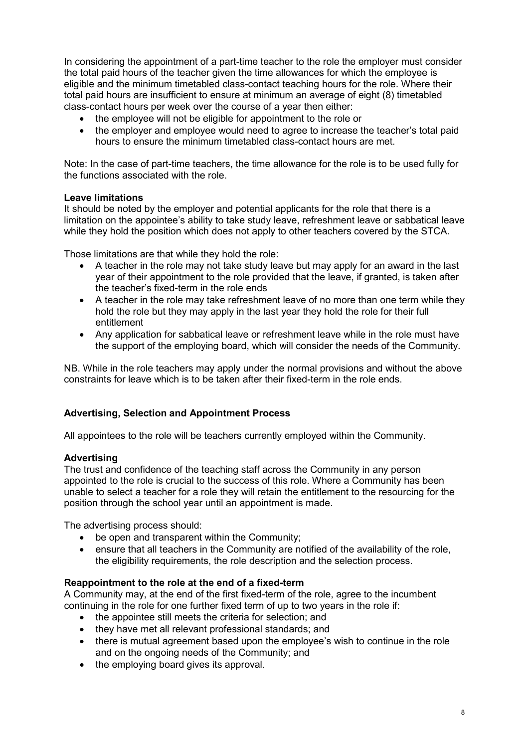In considering the appointment of a part-time teacher to the role the employer must consider the total paid hours of the teacher given the time allowances for which the employee is eligible and the minimum timetabled class-contact teaching hours for the role. Where their total paid hours are insufficient to ensure at minimum an average of eight (8) timetabled class-contact hours per week over the course of a year then either:

- the employee will not be eligible for appointment to the role or
- the employer and employee would need to agree to increase the teacher's total paid hours to ensure the minimum timetabled class-contact hours are met.

Note: In the case of part-time teachers, the time allowance for the role is to be used fully for the functions associated with the role.

**Leave limitations**

It should be noted by the employer and potential applicants for the role that there is a limitation on the appointee's ability to take study leave, refreshment leave or sabbatical leave while they hold the position which does not apply to other teachers covered by the STCA.

Those limitations are that while they hold the role:

- A teacher in the role may not take study leave but may apply for an award in the last year of their appointment to the role provided that the leave, if granted, is taken after the teacher's fixed-term in the role ends
- A teacher in the role may take refreshment leave of no more than one term while they hold the role but they may apply in the last year they hold the role for their full entitlement
- Any application for sabbatical leave or refreshment leave while in the role must have the support of the employing board, which will consider the needs of the Community.

NB. While in the role teachers may apply under the normal provisions and without the above constraints for leave which is to be taken after their fixed-term in the role ends.

## Advertising, Selection and Appointment Process

All appointees to the role will be teachers currently employed within the Community.

**Advertising**

The trust and confidence of the teaching staff across the Community in any person appointed to the role is crucial to the success of this role. Where a Community has been unable to select a teacher for a role they will retain the entitlement to the resourcing for the position through the school year until an appointment is made.

The advertising process should:

- be open and transparent within the Community;
- ensure that all teachers in the Community are notified of the availability of the role, the eligibility requirements, the role description and the selection process.

**Reappointment to the role at the end of a fixed-term**

A Community may, at the end of the first fixed-term of the role, agree to the incumbent continuing in the role for one further fixed term of up to two years in the role if:

- the appointee still meets the criteria for selection; and
- they have met all relevant professional standards; and
- there is mutual agreement based upon the employee's wish to continue in the role and on the ongoing needs of the Community; and
- the employing board gives its approval.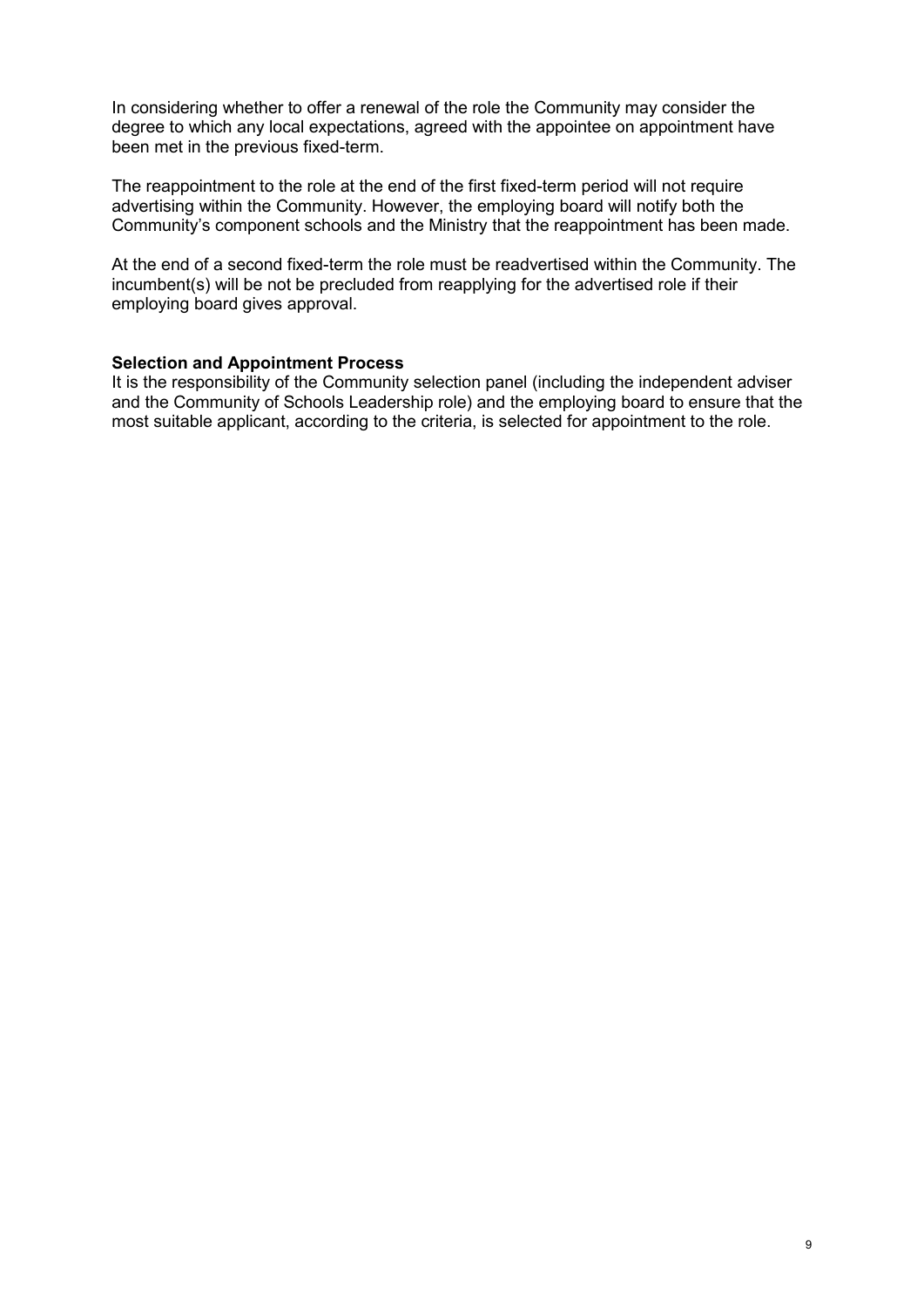In considering whether to offer a renewal of the role the Community may consider the degree to which any local expectations, agreed with the appointee on appointment have been met in the previous fixed-term.

The reappointment to the role at the end of the first fixed-term period will not require advertising within the Community. However, the employing board will notify both the Community's component schools and the Ministry that the reappointment has been made.

At the end of a second fixed-term the role must be readvertised within the Community. The incumbent(s) will be not be precluded from reapplying for the advertised role if their employing board gives approval.

**Selection and Appointment Process**

It is the responsibility of the Community selection panel (including the independent adviser and the Community of Schools Leadership role) and the employing board to ensure that the most suitable applicant, according to the criteria, is selected for appointment to the role.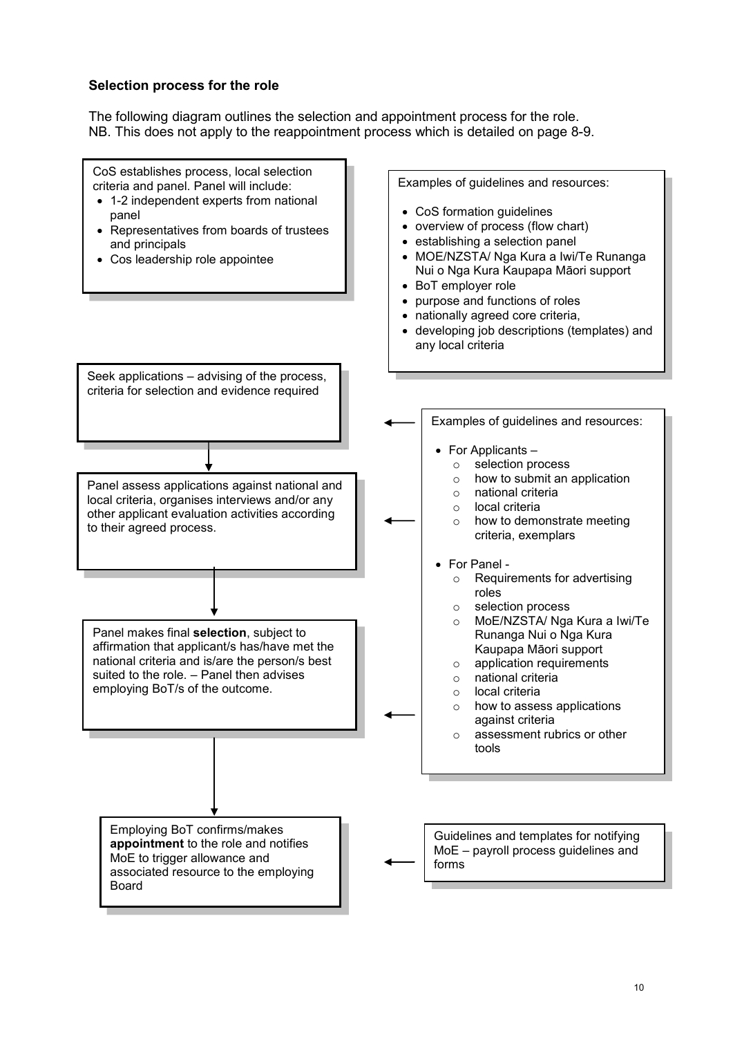### Selection process for the role

The following diagram outlines the selection and appointment process for the role.
NB. This does not apply to the reappointment process which is detailed on page 8-9.

CoS establishes process, local selection criteria and panel. Panel will include:

- 1-2 independent experts from national panel
- Representatives from boards of trustees and principals
- Cos leadership role appointee

Examples of guidelines and resources:

- CoS formation guidelines
- overview of process (flow chart)
- establishing a selection panel
- MOE/NZSTA/ Nga Kura a Iwi/Te Runanga Nui o Nga Kura Kaupapa Māori support
- BoT employer role
- purpose and functions of roles
- nationally agreed core criteria,
- developing job descriptions (templates) and any local criteria

Seek applications – advising of the process, criteria for selection and evidence required

↓

Panel assess applications against national and local criteria, organises interviews and/or any other applicant evaluation activities according to their agreed process.

↓

Panel makes final **selection**, subject to affirmation that applicant/s has/have met the national criteria and is/are the person/s best suited to the role. – Panel then advises employing BoT/s of the outcome.

↓

Employing BoT confirms/makes **appointment** to the role and notifies MoE to trigger allowance and associated resource to the employing Board

Examples of guidelines and resources:

- For Applicants –
  - selection process
  - how to submit an application
  - national criteria
  - local criteria
  - how to demonstrate meeting criteria, exemplars
- For Panel -
  - Requirements for advertising roles
  - selection process
  - MoE/NZSTA/ Nga Kura a Iwi/Te Runanga Nui o Nga Kura Kaupapa Māori support
  - application requirements
  - national criteria
  - local criteria
  - how to assess applications against criteria
  - assessment rubrics or other tools

Guidelines and templates for notifying MoE – payroll process guidelines and forms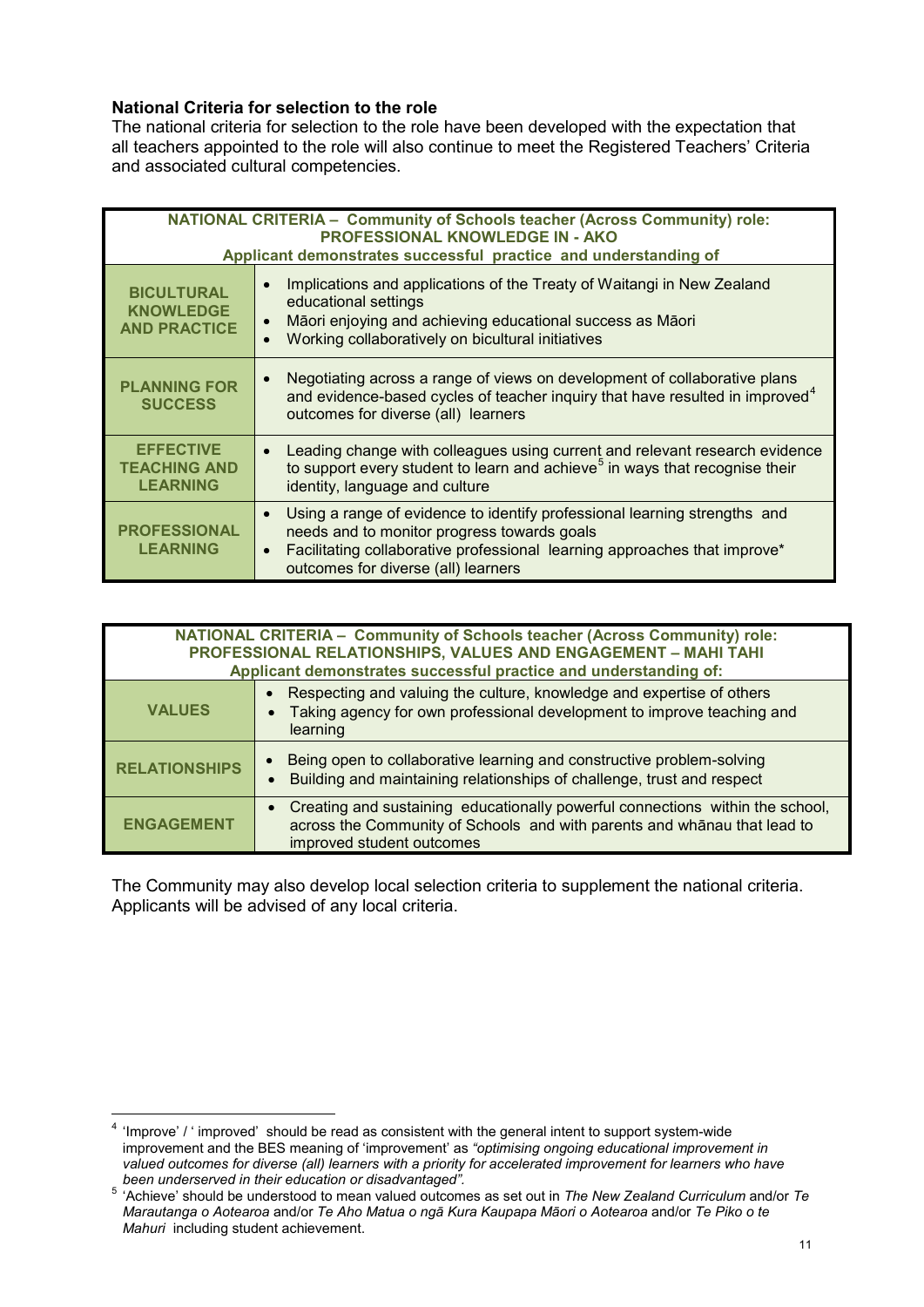**National Criteria for selection to the role**

The national criteria for selection to the role have been developed with the expectation that all teachers appointed to the role will also continue to meet the Registered Teachers' Criteria and associated cultural competencies.

| NATIONAL CRITERIA – Community of Schools teacher (Across Community) role: PROFESSIONAL KNOWLEDGE IN - AKO Applicant demonstrates successful practice and understanding of | |
|---|---|
| **BICULTURAL KNOWLEDGE AND PRACTICE** | • Implications and applications of the Treaty of Waitangi in New Zealand educational settings<br>• Māori enjoying and achieving educational success as Māori<br>• Working collaboratively on bicultural initiatives |
| **PLANNING FOR SUCCESS** | • Negotiating across a range of views on development of collaborative plans and evidence-based cycles of teacher inquiry that have resulted in improved[4] outcomes for diverse (all) learners |
| **EFFECTIVE TEACHING AND LEARNING** | • Leading change with colleagues using current and relevant research evidence to support every student to learn and achieve[5] in ways that recognise their identity, language and culture |
| **PROFESSIONAL LEARNING** | • Using a range of evidence to identify professional learning strengths and needs and to monitor progress towards goals<br>• Facilitating collaborative professional learning approaches that improve* outcomes for diverse (all) learners |

| NATIONAL CRITERIA – Community of Schools teacher (Across Community) role: PROFESSIONAL RELATIONSHIPS, VALUES AND ENGAGEMENT – MAHI TAHI Applicant demonstrates successful practice and understanding of: | |
|---|---|
| **VALUES** | • Respecting and valuing the culture, knowledge and expertise of others<br>• Taking agency for own professional development to improve teaching and learning |
| **RELATIONSHIPS** | • Being open to collaborative learning and constructive problem-solving<br>• Building and maintaining relationships of challenge, trust and respect |
| **ENGAGEMENT** | • Creating and sustaining educationally powerful connections within the school, across the Community of Schools and with parents and whānau that lead to improved student outcomes |

The Community may also develop local selection criteria to supplement the national criteria. Applicants will be advised of any local criteria.

---

[4] 'Improve' / ' improved' should be read as consistent with the general intent to support system-wide improvement and the BES meaning of 'improvement' as *"optimising ongoing educational improvement in valued outcomes for diverse (all) learners with a priority for accelerated improvement for learners who have been underserved in their education or disadvantaged".*

[5] 'Achieve' should be understood to mean valued outcomes as set out in *The New Zealand Curriculum* and/or *Te Marautanga o Aotearoa* and/or *Te Aho Matua o ngā Kura Kaupapa Māori o Aotearoa* and/or *Te Piko o te Mahuri* including student achievement.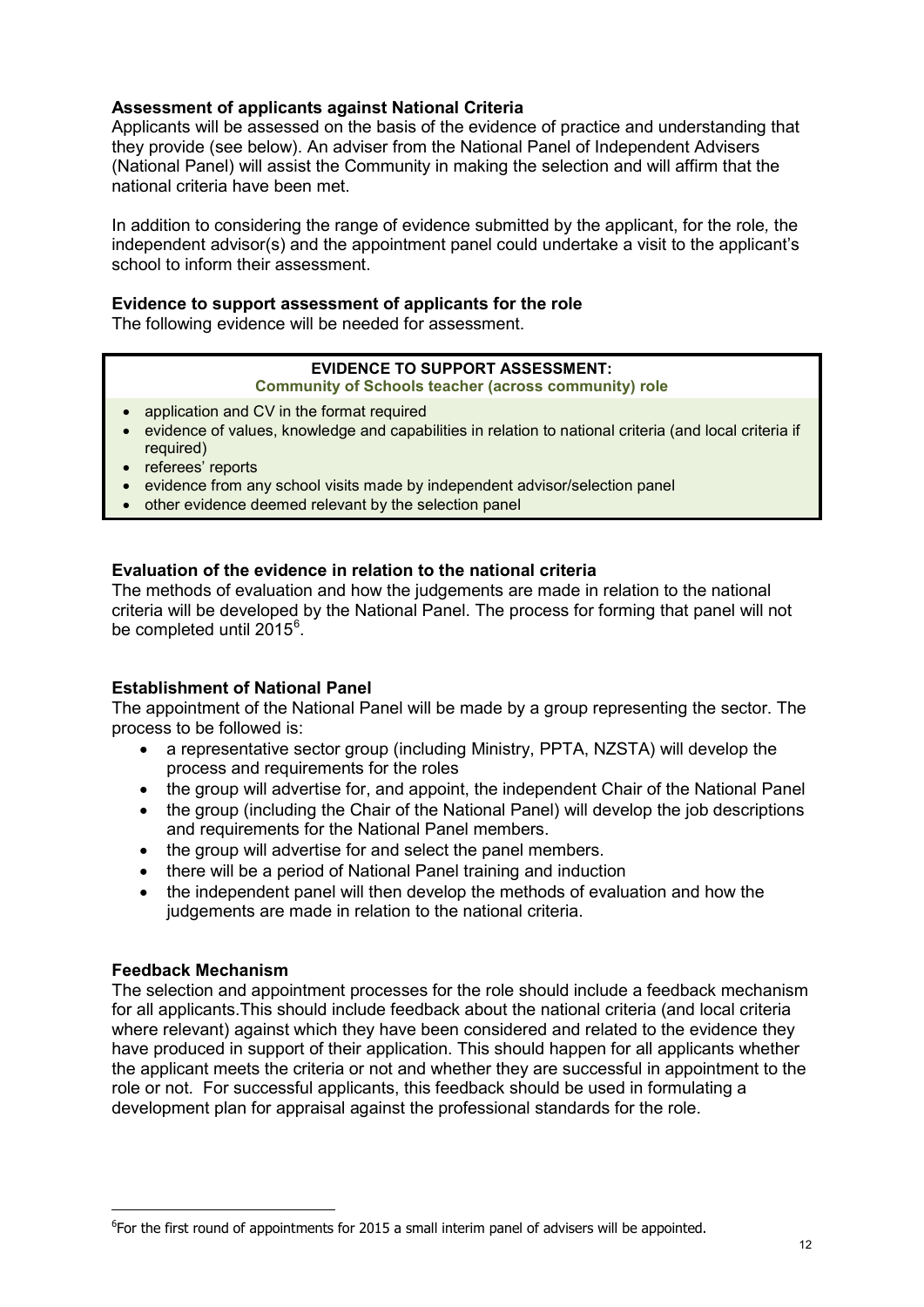**Assessment of applicants against National Criteria**

Applicants will be assessed on the basis of the evidence of practice and understanding that they provide (see below). An adviser from the National Panel of Independent Advisers (National Panel) will assist the Community in making the selection and will affirm that the national criteria have been met.

In addition to considering the range of evidence submitted by the applicant, for the role, the independent advisor(s) and the appointment panel could undertake a visit to the applicant's school to inform their assessment.

**Evidence to support assessment of applicants for the role**

The following evidence will be needed for assessment.

| **EVIDENCE TO SUPPORT ASSESSMENT:** **Community of Schools teacher (across community) role** |
| --- |
| • application and CV in the format required<br>• evidence of values, knowledge and capabilities in relation to national criteria (and local criteria if required)<br>• referees' reports<br>• evidence from any school visits made by independent advisor/selection panel<br>• other evidence deemed relevant by the selection panel |

**Evaluation of the evidence in relation to the national criteria**

The methods of evaluation and how the judgements are made in relation to the national criteria will be developed by the National Panel. The process for forming that panel will not be completed until 2015[6].

**Establishment of National Panel**

The appointment of the National Panel will be made by a group representing the sector. The process to be followed is:

- a representative sector group (including Ministry, PPTA, NZSTA) will develop the process and requirements for the roles
- the group will advertise for, and appoint, the independent Chair of the National Panel
- the group (including the Chair of the National Panel) will develop the job descriptions and requirements for the National Panel members.
- the group will advertise for and select the panel members.
- there will be a period of National Panel training and induction
- the independent panel will then develop the methods of evaluation and how the judgements are made in relation to the national criteria.

**Feedback Mechanism**

The selection and appointment processes for the role should include a feedback mechanism for all applicants.This should include feedback about the national criteria (and local criteria where relevant) against which they have been considered and related to the evidence they have produced in support of their application. This should happen for all applicants whether the applicant meets the criteria or not and whether they are successful in appointment to the role or not. For successful applicants, this feedback should be used in formulating a development plan for appraisal against the professional standards for the role.

[6]For the first round of appointments for 2015 a small interim panel of advisers will be appointed.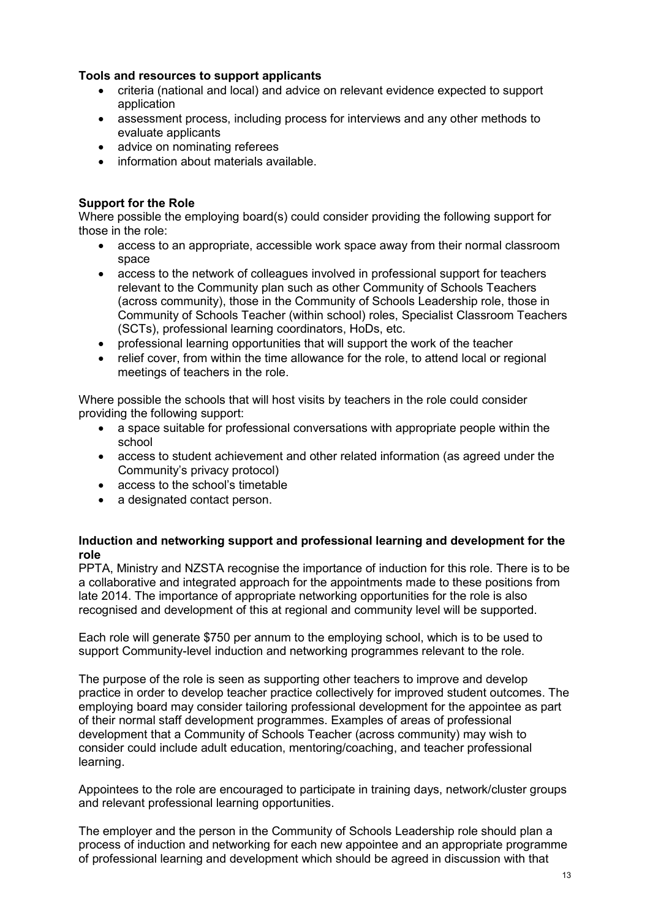**Tools and resources to support applicants**

- criteria (national and local) and advice on relevant evidence expected to support application
- assessment process, including process for interviews and any other methods to evaluate applicants
- advice on nominating referees
- information about materials available.

**Support for the Role**

Where possible the employing board(s) could consider providing the following support for those in the role:

- access to an appropriate, accessible work space away from their normal classroom space
- access to the network of colleagues involved in professional support for teachers relevant to the Community plan such as other Community of Schools Teachers (across community), those in the Community of Schools Leadership role, those in Community of Schools Teacher (within school) roles, Specialist Classroom Teachers (SCTs), professional learning coordinators, HoDs, etc.
- professional learning opportunities that will support the work of the teacher
- relief cover, from within the time allowance for the role, to attend local or regional meetings of teachers in the role.

Where possible the schools that will host visits by teachers in the role could consider providing the following support:

- a space suitable for professional conversations with appropriate people within the school
- access to student achievement and other related information (as agreed under the Community's privacy protocol)
- access to the school's timetable
- a designated contact person.

**Induction and networking support and professional learning and development for the role**

PPTA, Ministry and NZSTA recognise the importance of induction for this role. There is to be a collaborative and integrated approach for the appointments made to these positions from late 2014. The importance of appropriate networking opportunities for the role is also recognised and development of this at regional and community level will be supported.

Each role will generate $750 per annum to the employing school, which is to be used to support Community-level induction and networking programmes relevant to the role.

The purpose of the role is seen as supporting other teachers to improve and develop practice in order to develop teacher practice collectively for improved student outcomes. The employing board may consider tailoring professional development for the appointee as part of their normal staff development programmes. Examples of areas of professional development that a Community of Schools Teacher (across community) may wish to consider could include adult education, mentoring/coaching, and teacher professional learning.

Appointees to the role are encouraged to participate in training days, network/cluster groups and relevant professional learning opportunities.

The employer and the person in the Community of Schools Leadership role should plan a process of induction and networking for each new appointee and an appropriate programme of professional learning and development which should be agreed in discussion with that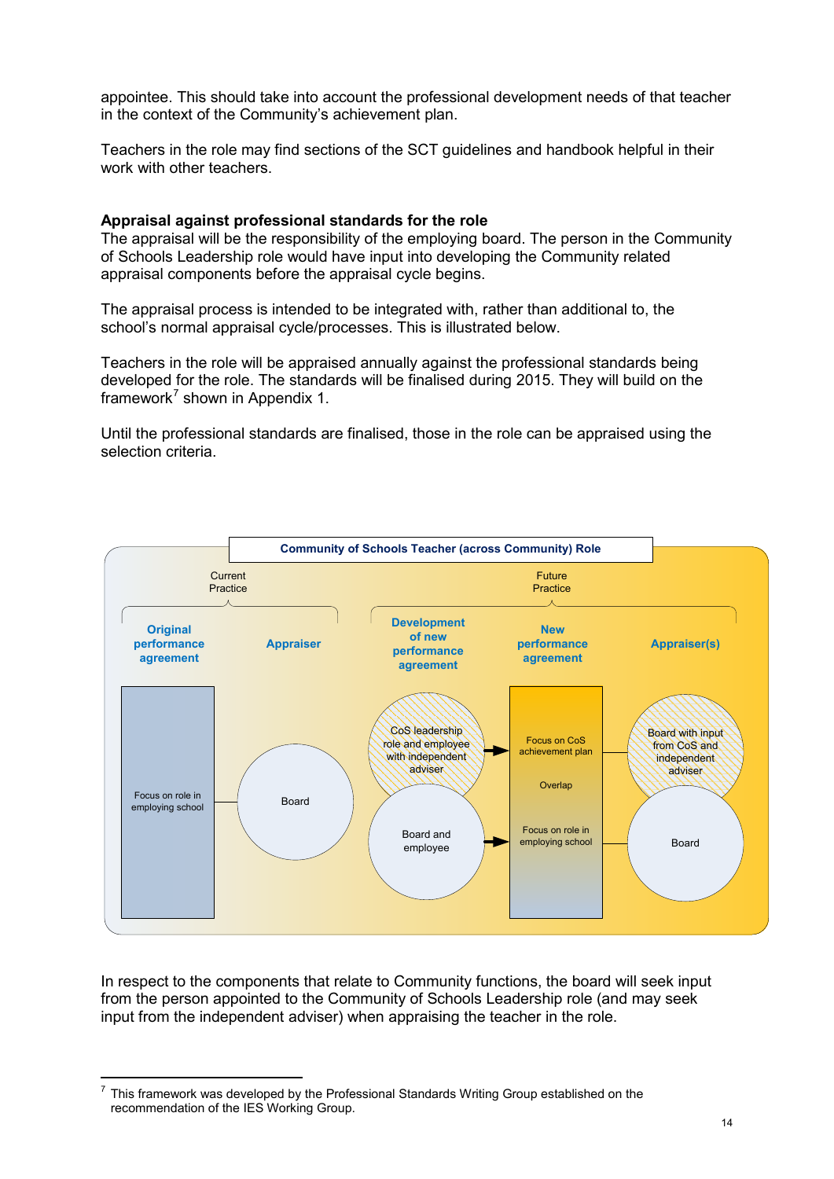appointee. This should take into account the professional development needs of that teacher in the context of the Community's achievement plan.

Teachers in the role may find sections of the SCT guidelines and handbook helpful in their work with other teachers.

**Appraisal against professional standards for the role**

The appraisal will be the responsibility of the employing board. The person in the Community of Schools Leadership role would have input into developing the Community related appraisal components before the appraisal cycle begins.

The appraisal process is intended to be integrated with, rather than additional to, the school's normal appraisal cycle/processes. This is illustrated below.

Teachers in the role will be appraised annually against the professional standards being developed for the role. The standards will be finalised during 2015. They will build on the framework[7] shown in Appendix 1.

Until the professional standards are finalised, those in the role can be appraised using the selection criteria.

**Community of Schools Teacher (across Community) Role**

Current Practice

- **Original performance agreement**: Focus on role in employing school
- **Appraiser**: Board

Future Practice

- **Development of new performance agreement**: CoS leadership role and employee with independent adviser; Board and employee
- **New performance agreement**: Focus on CoS achievement plan; Overlap; Focus on role in employing school
- **Appraiser(s)**: Board with input from CoS and independent adviser; Board

In respect to the components that relate to Community functions, the board will seek input from the person appointed to the Community of Schools Leadership role (and may seek input from the independent adviser) when appraising the teacher in the role.

---

[7] This framework was developed by the Professional Standards Writing Group established on the recommendation of the IES Working Group.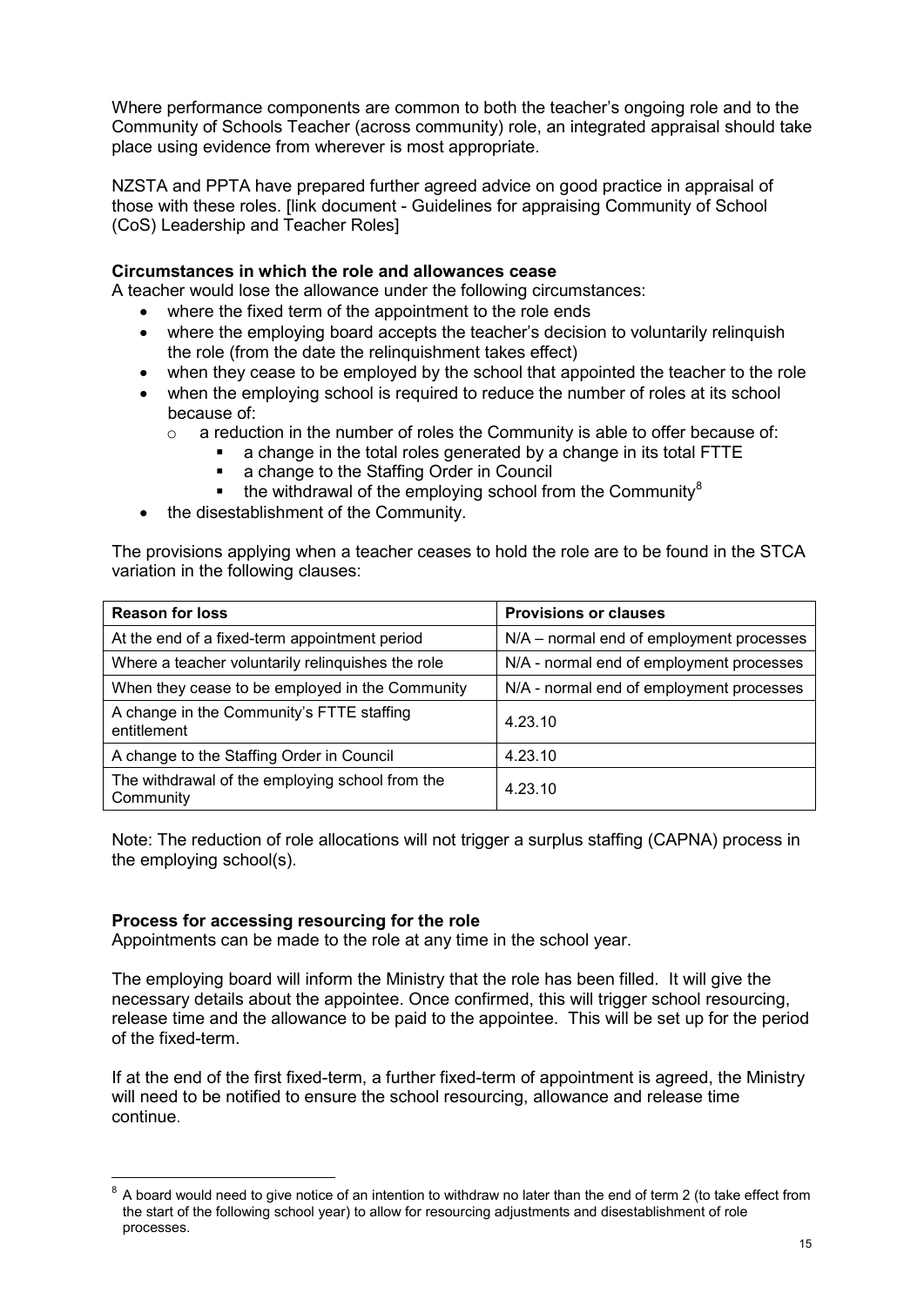Where performance components are common to both the teacher's ongoing role and to the Community of Schools Teacher (across community) role, an integrated appraisal should take place using evidence from wherever is most appropriate.

NZSTA and PPTA have prepared further agreed advice on good practice in appraisal of those with these roles. [link document - Guidelines for appraising Community of School (CoS) Leadership and Teacher Roles]

**Circumstances in which the role and allowances cease**

A teacher would lose the allowance under the following circumstances:

- where the fixed term of the appointment to the role ends
- where the employing board accepts the teacher's decision to voluntarily relinquish the role (from the date the relinquishment takes effect)
- when they cease to be employed by the school that appointed the teacher to the role
- when the employing school is required to reduce the number of roles at its school because of:
  - a reduction in the number of roles the Community is able to offer because of:
    - a change in the total roles generated by a change in its total FTTE
    - a change to the Staffing Order in Council
    - the withdrawal of the employing school from the Community[8]
- the disestablishment of the Community.

The provisions applying when a teacher ceases to hold the role are to be found in the STCA variation in the following clauses:

| Reason for loss | Provisions or clauses |
|---|---|
| At the end of a fixed-term appointment period | N/A – normal end of employment processes |
| Where a teacher voluntarily relinquishes the role | N/A - normal end of employment processes |
| When they cease to be employed in the Community | N/A - normal end of employment processes |
| A change in the Community's FTTE staffing entitlement | 4.23.10 |
| A change to the Staffing Order in Council | 4.23.10 |
| The withdrawal of the employing school from the Community | 4.23.10 |

Note: The reduction of role allocations will not trigger a surplus staffing (CAPNA) process in the employing school(s).

**Process for accessing resourcing for the role**

Appointments can be made to the role at any time in the school year.

The employing board will inform the Ministry that the role has been filled. It will give the necessary details about the appointee. Once confirmed, this will trigger school resourcing, release time and the allowance to be paid to the appointee. This will be set up for the period of the fixed-term.

If at the end of the first fixed-term, a further fixed-term of appointment is agreed, the Ministry will need to be notified to ensure the school resourcing, allowance and release time continue.

[8] A board would need to give notice of an intention to withdraw no later than the end of term 2 (to take effect from the start of the following school year) to allow for resourcing adjustments and disestablishment of role processes.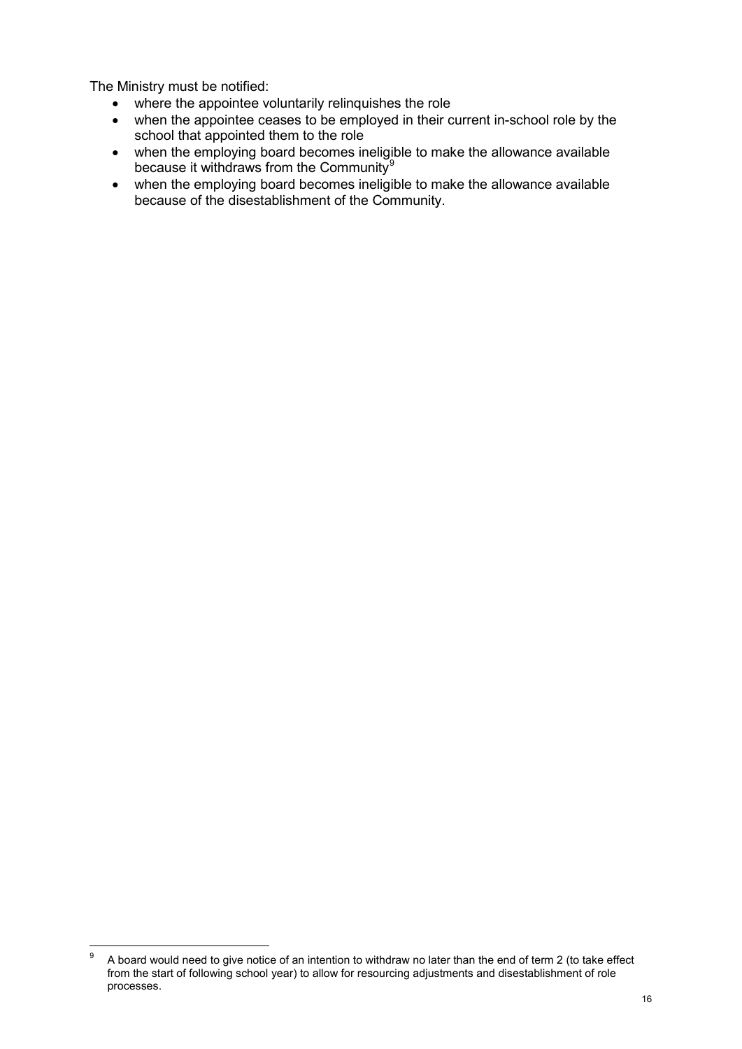The Ministry must be notified:

- where the appointee voluntarily relinquishes the role
- when the appointee ceases to be employed in their current in-school role by the school that appointed them to the role
- when the employing board becomes ineligible to make the allowance available because it withdraws from the Community[9]
- when the employing board becomes ineligible to make the allowance available because of the disestablishment of the Community.

---

[9] A board would need to give notice of an intention to withdraw no later than the end of term 2 (to take effect from the start of following school year) to allow for resourcing adjustments and disestablishment of role processes.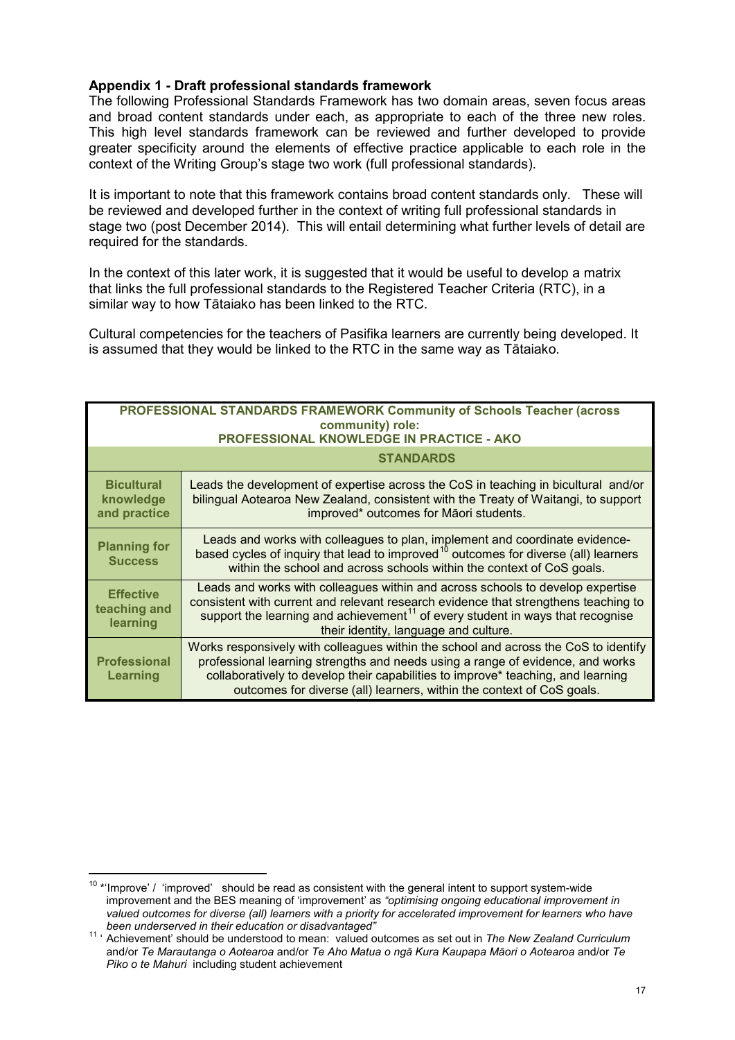**Appendix 1 - Draft professional standards framework**

The following Professional Standards Framework has two domain areas, seven focus areas and broad content standards under each, as appropriate to each of the three new roles. This high level standards framework can be reviewed and further developed to provide greater specificity around the elements of effective practice applicable to each role in the context of the Writing Group's stage two work (full professional standards).

It is important to note that this framework contains broad content standards only. These will be reviewed and developed further in the context of writing full professional standards in stage two (post December 2014). This will entail determining what further levels of detail are required for the standards.

In the context of this later work, it is suggested that it would be useful to develop a matrix that links the full professional standards to the Registered Teacher Criteria (RTC), in a similar way to how Tātaiako has been linked to the RTC.

Cultural competencies for the teachers of Pasifika learners are currently being developed. It is assumed that they would be linked to the RTC in the same way as Tātaiako.

| **PROFESSIONAL STANDARDS FRAMEWORK Community of Schools Teacher (across community) role: PROFESSIONAL KNOWLEDGE IN PRACTICE - AKO** | |
|---|---|
| | **STANDARDS** |
| **Bicultural knowledge and practice** | Leads the development of expertise across the CoS in teaching in bicultural and/or bilingual Aotearoa New Zealand, consistent with the Treaty of Waitangi, to support improved* outcomes for Māori students. |
| **Planning for Success** | Leads and works with colleagues to plan, implement and coordinate evidence-based cycles of inquiry that lead to improved[10] outcomes for diverse (all) learners within the school and across schools within the context of CoS goals. |
| **Effective teaching and learning** | Leads and works with colleagues within and across schools to develop expertise consistent with current and relevant research evidence that strengthens teaching to support the learning and achievement[11] of every student in ways that recognise their identity, language and culture. |
| **Professional Learning** | Works responsively with colleagues within the school and across the CoS to identify professional learning strengths and needs using a range of evidence, and works collaboratively to develop their capabilities to improve* teaching, and learning outcomes for diverse (all) learners, within the context of CoS goals. |

[10] *'Improve' / 'improved' should be read as consistent with the general intent to support system-wide improvement and the BES meaning of 'improvement' as *"optimising ongoing educational improvement in valued outcomes for diverse (all) learners with a priority for accelerated improvement for learners who have been underserved in their education or disadvantaged"*

[11] 'Achievement' should be understood to mean: valued outcomes as set out in *The New Zealand Curriculum* and/or *Te Marautanga o Aotearoa* and/or *Te Aho Matua o ngā Kura Kaupapa Māori o Aotearoa* and/or *Te Piko o te Mahuri* including student achievement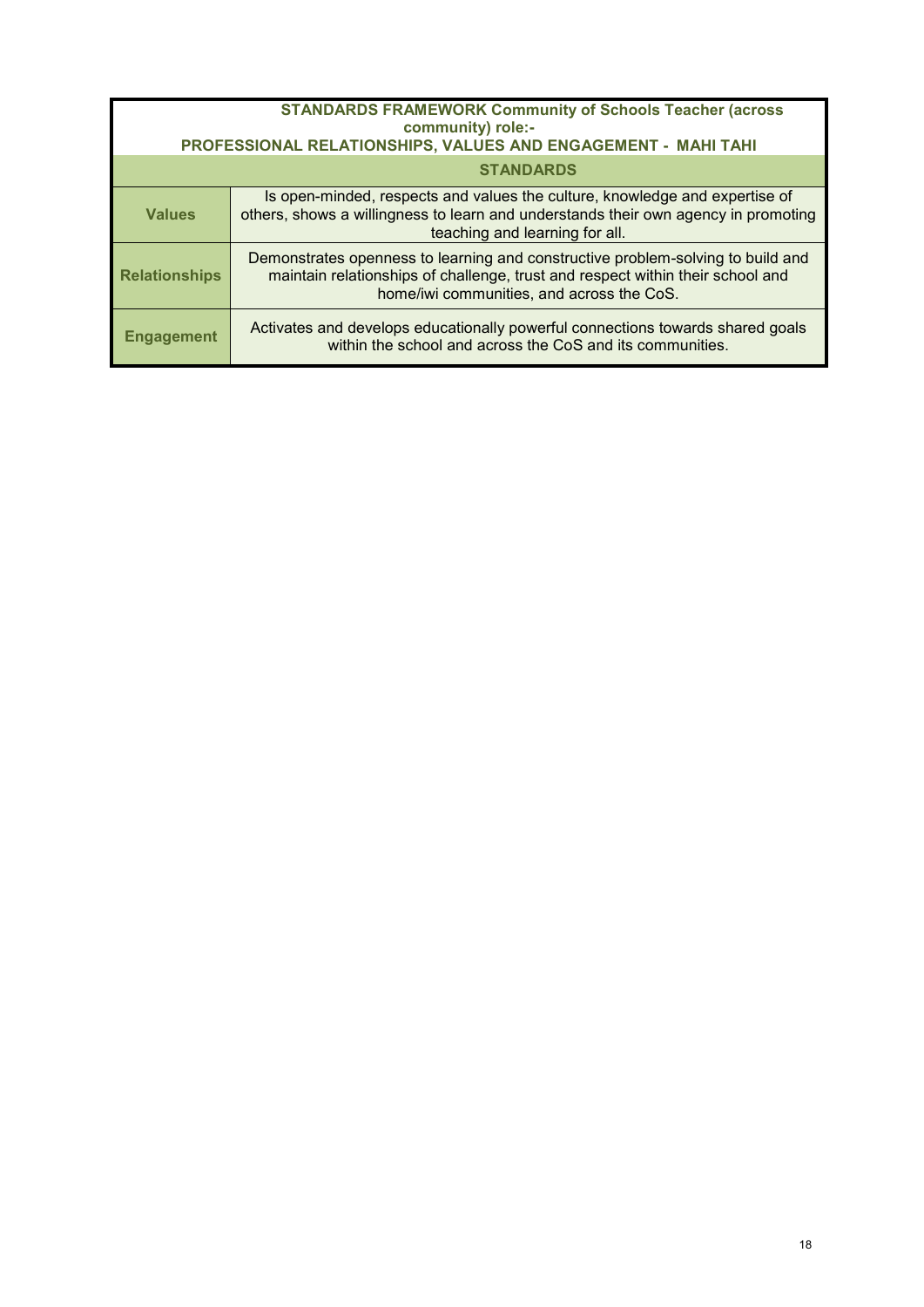| STANDARDS FRAMEWORK Community of Schools Teacher (across community) role:- PROFESSIONAL RELATIONSHIPS, VALUES AND ENGAGEMENT - MAHI TAHI | |
|---|---|
| | **STANDARDS** |
| **Values** | Is open-minded, respects and values the culture, knowledge and expertise of others, shows a willingness to learn and understands their own agency in promoting teaching and learning for all. |
| **Relationships** | Demonstrates openness to learning and constructive problem-solving to build and maintain relationships of challenge, trust and respect within their school and home/iwi communities, and across the CoS. |
| **Engagement** | Activates and develops educationally powerful connections towards shared goals within the school and across the CoS and its communities. |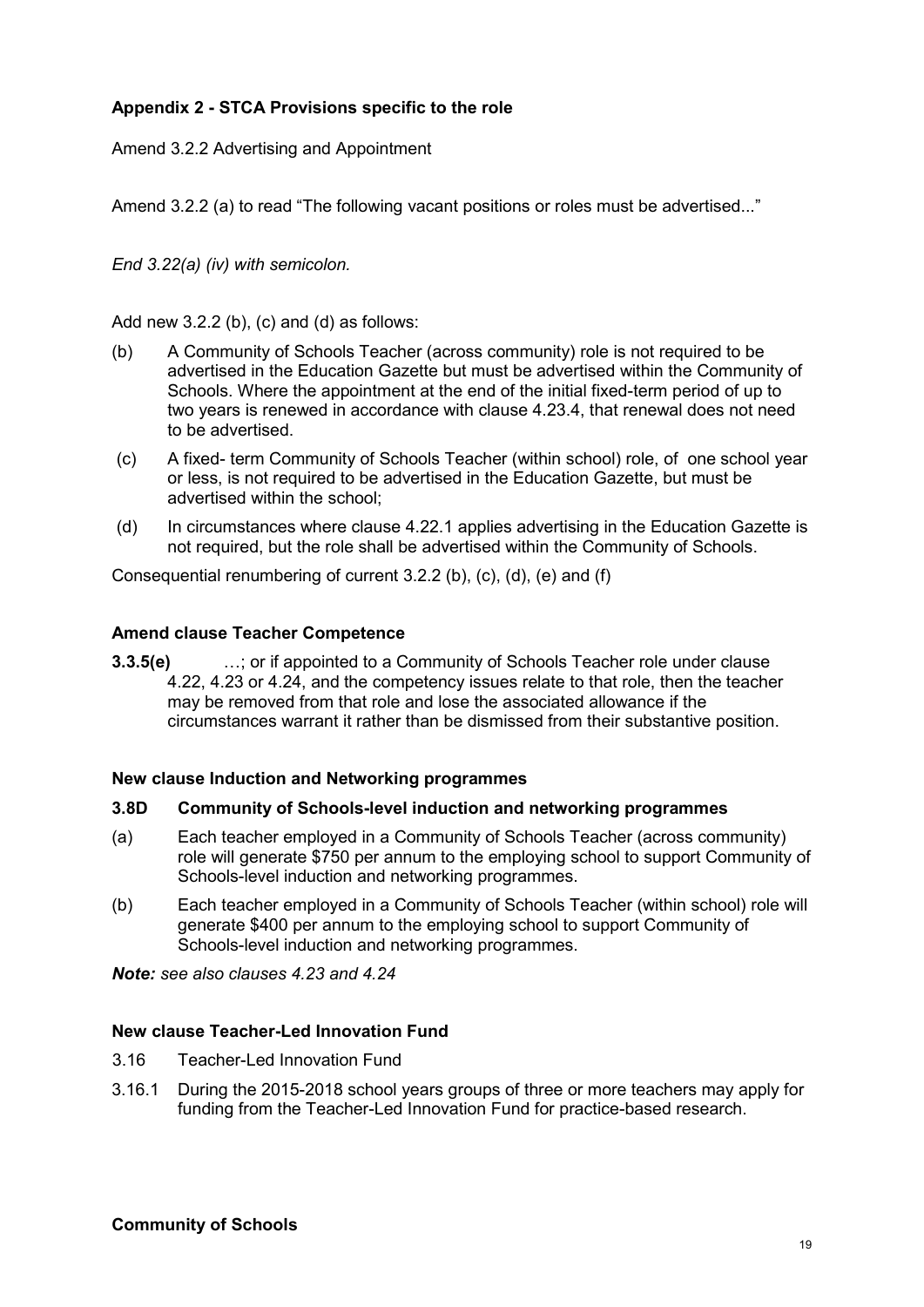**Appendix 2 - STCA Provisions specific to the role**

Amend 3.2.2 Advertising and Appointment

Amend 3.2.2 (a) to read "The following vacant positions or roles must be advertised..."

*End 3.22(a) (iv) with semicolon.*

Add new 3.2.2 (b), (c) and (d) as follows:

(b) A Community of Schools Teacher (across community) role is not required to be advertised in the Education Gazette but must be advertised within the Community of Schools. Where the appointment at the end of the initial fixed-term period of up to two years is renewed in accordance with clause 4.23.4, that renewal does not need to be advertised.

(c) A fixed- term Community of Schools Teacher (within school) role, of one school year or less, is not required to be advertised in the Education Gazette, but must be advertised within the school;

(d) In circumstances where clause 4.22.1 applies advertising in the Education Gazette is not required, but the role shall be advertised within the Community of Schools.

Consequential renumbering of current 3.2.2 (b), (c), (d), (e) and (f)

**Amend clause Teacher Competence**

**3.3.5(e)** …; or if appointed to a Community of Schools Teacher role under clause 4.22, 4.23 or 4.24, and the competency issues relate to that role, then the teacher may be removed from that role and lose the associated allowance if the circumstances warrant it rather than be dismissed from their substantive position.

**New clause Induction and Networking programmes**

**3.8D Community of Schools-level induction and networking programmes**

(a) Each teacher employed in a Community of Schools Teacher (across community) role will generate $750 per annum to the employing school to support Community of Schools-level induction and networking programmes.

(b) Each teacher employed in a Community of Schools Teacher (within school) role will generate $400 per annum to the employing school to support Community of Schools-level induction and networking programmes.

***Note:** see also clauses 4.23 and 4.24*

**New clause Teacher-Led Innovation Fund**

3.16 Teacher-Led Innovation Fund

3.16.1 During the 2015-2018 school years groups of three or more teachers may apply for funding from the Teacher-Led Innovation Fund for practice-based research.

**Community of Schools**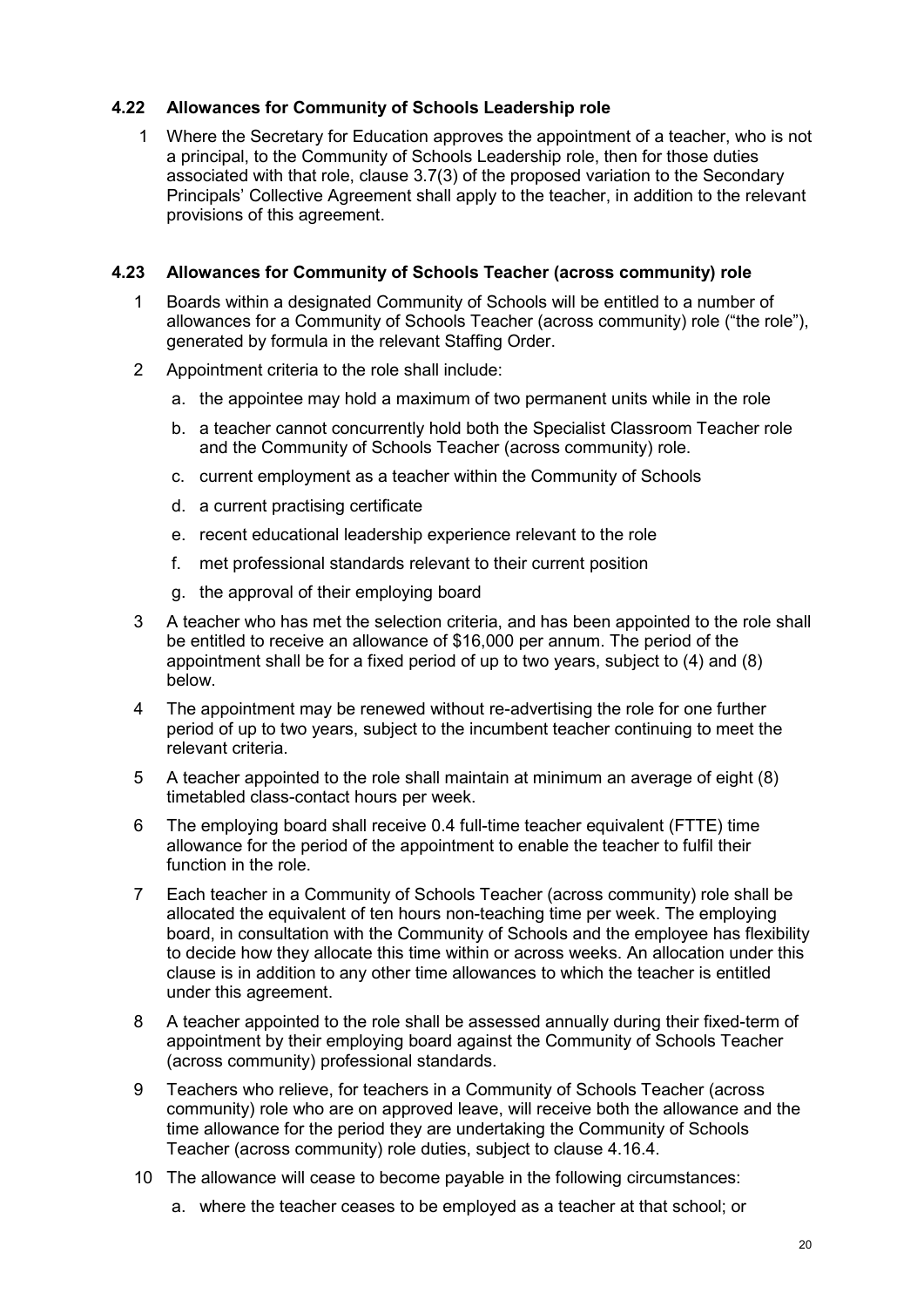### 4.22 Allowances for Community of Schools Leadership role

1. Where the Secretary for Education approves the appointment of a teacher, who is not a principal, to the Community of Schools Leadership role, then for those duties associated with that role, clause 3.7(3) of the proposed variation to the Secondary Principals' Collective Agreement shall apply to the teacher, in addition to the relevant provisions of this agreement.

### 4.23 Allowances for Community of Schools Teacher (across community) role

1. Boards within a designated Community of Schools will be entitled to a number of allowances for a Community of Schools Teacher (across community) role ("the role"), generated by formula in the relevant Staffing Order.
2. Appointment criteria to the role shall include:
   a. the appointee may hold a maximum of two permanent units while in the role
   b. a teacher cannot concurrently hold both the Specialist Classroom Teacher role and the Community of Schools Teacher (across community) role.
   c. current employment as a teacher within the Community of Schools
   d. a current practising certificate
   e. recent educational leadership experience relevant to the role
   f. met professional standards relevant to their current position
   g. the approval of their employing board
3. A teacher who has met the selection criteria, and has been appointed to the role shall be entitled to receive an allowance of $16,000 per annum. The period of the appointment shall be for a fixed period of up to two years, subject to (4) and (8) below.
4. The appointment may be renewed without re-advertising the role for one further period of up to two years, subject to the incumbent teacher continuing to meet the relevant criteria.
5. A teacher appointed to the role shall maintain at minimum an average of eight (8) timetabled class-contact hours per week.
6. The employing board shall receive 0.4 full-time teacher equivalent (FTTE) time allowance for the period of the appointment to enable the teacher to fulfil their function in the role.
7. Each teacher in a Community of Schools Teacher (across community) role shall be allocated the equivalent of ten hours non-teaching time per week. The employing board, in consultation with the Community of Schools and the employee has flexibility to decide how they allocate this time within or across weeks. An allocation under this clause is in addition to any other time allowances to which the teacher is entitled under this agreement.
8. A teacher appointed to the role shall be assessed annually during their fixed-term of appointment by their employing board against the Community of Schools Teacher (across community) professional standards.
9. Teachers who relieve, for teachers in a Community of Schools Teacher (across community) role who are on approved leave, will receive both the allowance and the time allowance for the period they are undertaking the Community of Schools Teacher (across community) role duties, subject to clause 4.16.4.
10. The allowance will cease to become payable in the following circumstances:
    a. where the teacher ceases to be employed as a teacher at that school; or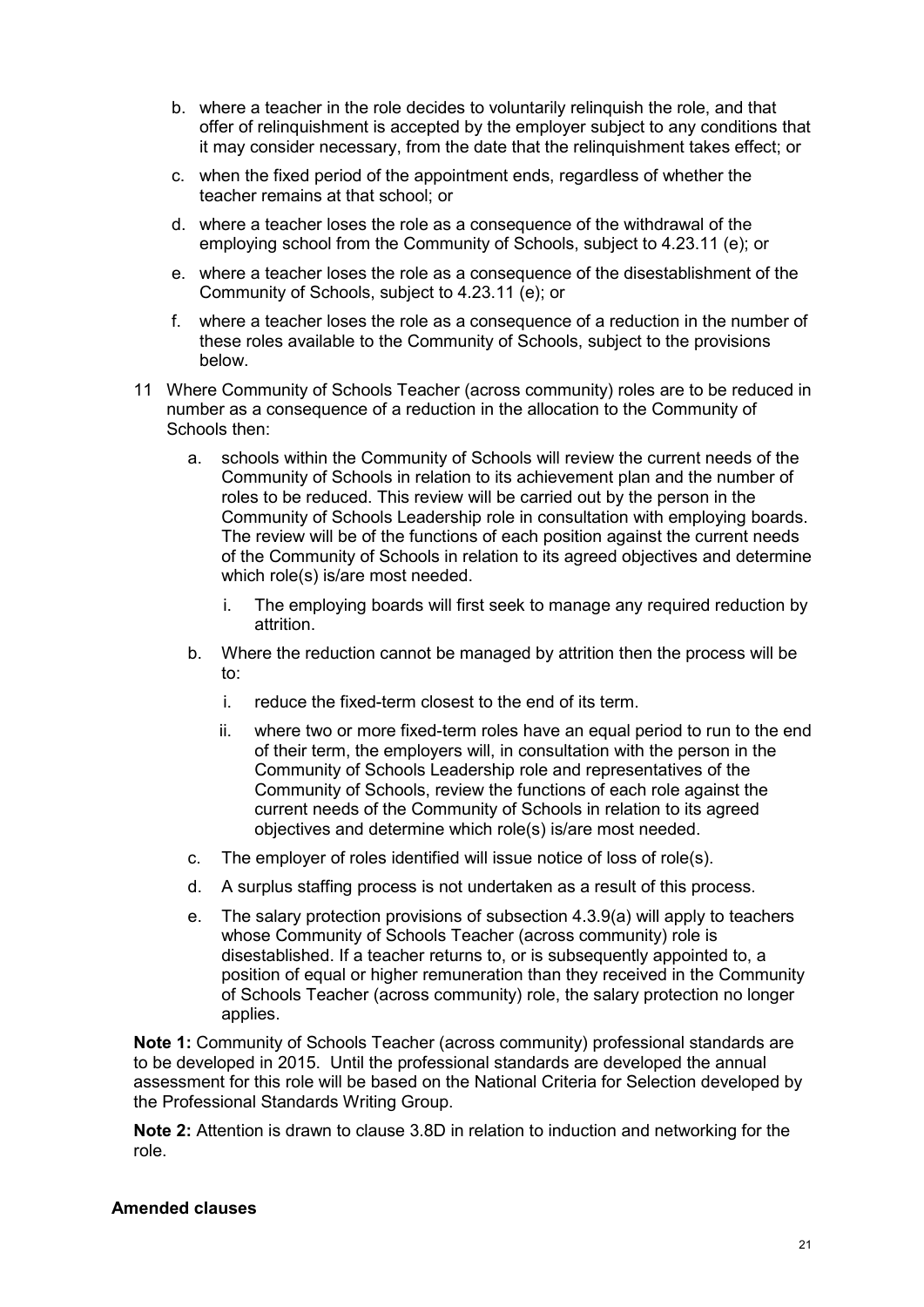b. where a teacher in the role decides to voluntarily relinquish the role, and that offer of relinquishment is accepted by the employer subject to any conditions that it may consider necessary, from the date that the relinquishment takes effect; or

c. when the fixed period of the appointment ends, regardless of whether the teacher remains at that school; or

d. where a teacher loses the role as a consequence of the withdrawal of the employing school from the Community of Schools, subject to 4.23.11 (e); or

e. where a teacher loses the role as a consequence of the disestablishment of the Community of Schools, subject to 4.23.11 (e); or

f. where a teacher loses the role as a consequence of a reduction in the number of these roles available to the Community of Schools, subject to the provisions below.

11 Where Community of Schools Teacher (across community) roles are to be reduced in number as a consequence of a reduction in the allocation to the Community of Schools then:

a. schools within the Community of Schools will review the current needs of the Community of Schools in relation to its achievement plan and the number of roles to be reduced. This review will be carried out by the person in the Community of Schools Leadership role in consultation with employing boards. The review will be of the functions of each position against the current needs of the Community of Schools in relation to its agreed objectives and determine which role(s) is/are most needed.

   i. The employing boards will first seek to manage any required reduction by attrition.

b. Where the reduction cannot be managed by attrition then the process will be to:

   i. reduce the fixed-term closest to the end of its term.

   ii. where two or more fixed-term roles have an equal period to run to the end of their term, the employers will, in consultation with the person in the Community of Schools Leadership role and representatives of the Community of Schools, review the functions of each role against the current needs of the Community of Schools in relation to its agreed objectives and determine which role(s) is/are most needed.

c. The employer of roles identified will issue notice of loss of role(s).

d. A surplus staffing process is not undertaken as a result of this process.

e. The salary protection provisions of subsection 4.3.9(a) will apply to teachers whose Community of Schools Teacher (across community) role is disestablished. If a teacher returns to, or is subsequently appointed to, a position of equal or higher remuneration than they received in the Community of Schools Teacher (across community) role, the salary protection no longer applies.

**Note 1:** Community of Schools Teacher (across community) professional standards are to be developed in 2015. Until the professional standards are developed the annual assessment for this role will be based on the National Criteria for Selection developed by the Professional Standards Writing Group.

**Note 2:** Attention is drawn to clause 3.8D in relation to induction and networking for the role.

**Amended clauses**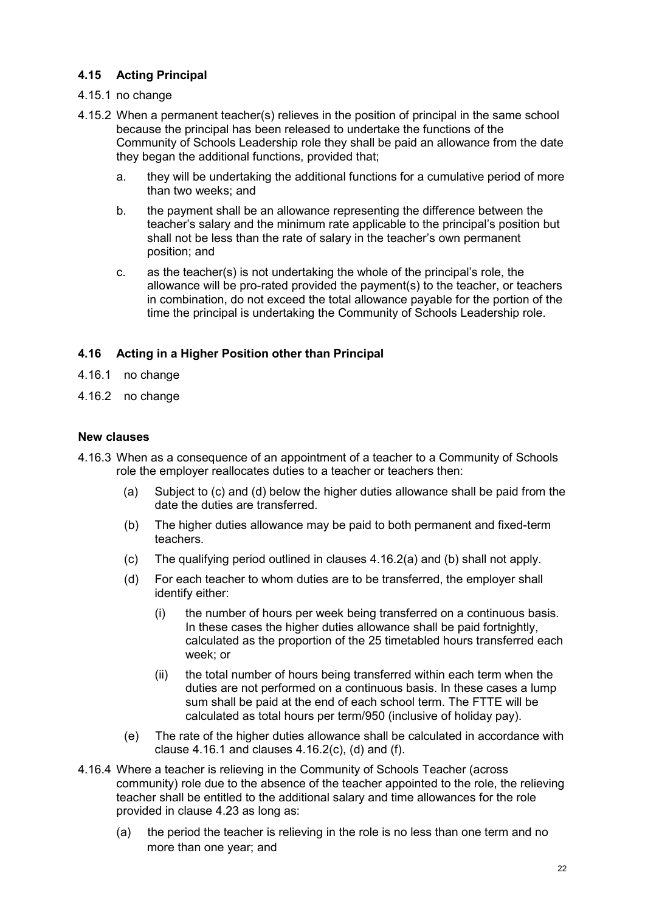### 4.15 Acting Principal

4.15.1 no change

4.15.2 When a permanent teacher(s) relieves in the position of principal in the same school because the principal has been released to undertake the functions of the Community of Schools Leadership role they shall be paid an allowance from the date they began the additional functions, provided that;

a. they will be undertaking the additional functions for a cumulative period of more than two weeks; and

b. the payment shall be an allowance representing the difference between the teacher's salary and the minimum rate applicable to the principal's position but shall not be less than the rate of salary in the teacher's own permanent position; and

c. as the teacher(s) is not undertaking the whole of the principal's role, the allowance will be pro-rated provided the payment(s) to the teacher, or teachers in combination, do not exceed the total allowance payable for the portion of the time the principal is undertaking the Community of Schools Leadership role.

### 4.16 Acting in a Higher Position other than Principal

4.16.1 no change

4.16.2 no change

#### New clauses

4.16.3 When as a consequence of an appointment of a teacher to a Community of Schools role the employer reallocates duties to a teacher or teachers then:

(a) Subject to (c) and (d) below the higher duties allowance shall be paid from the date the duties are transferred.

(b) The higher duties allowance may be paid to both permanent and fixed-term teachers.

(c) The qualifying period outlined in clauses 4.16.2(a) and (b) shall not apply.

(d) For each teacher to whom duties are to be transferred, the employer shall identify either:

(i) the number of hours per week being transferred on a continuous basis. In these cases the higher duties allowance shall be paid fortnightly, calculated as the proportion of the 25 timetabled hours transferred each week; or

(ii) the total number of hours being transferred within each term when the duties are not performed on a continuous basis. In these cases a lump sum shall be paid at the end of each school term. The FTTE will be calculated as total hours per term/950 (inclusive of holiday pay).

(e) The rate of the higher duties allowance shall be calculated in accordance with clause 4.16.1 and clauses 4.16.2(c), (d) and (f).

4.16.4 Where a teacher is relieving in the Community of Schools Teacher (across community) role due to the absence of the teacher appointed to the role, the relieving teacher shall be entitled to the additional salary and time allowances for the role provided in clause 4.23 as long as:

(a) the period the teacher is relieving in the role is no less than one term and no more than one year; and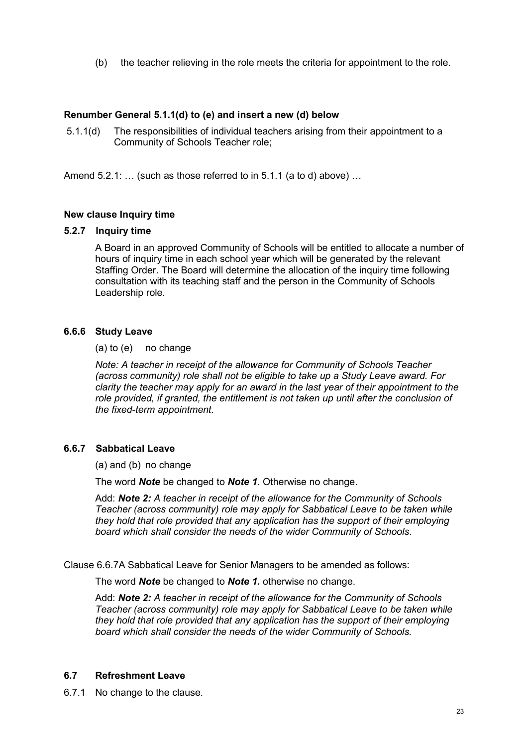(b) the teacher relieving in the role meets the criteria for appointment to the role.

**Renumber General 5.1.1(d) to (e) and insert a new (d) below**

5.1.1(d) The responsibilities of individual teachers arising from their appointment to a Community of Schools Teacher role;

Amend 5.2.1: … (such as those referred to in 5.1.1 (a to d) above) …

**New clause Inquiry time**

### 5.2.7 Inquiry time

A Board in an approved Community of Schools will be entitled to allocate a number of hours of inquiry time in each school year which will be generated by the relevant Staffing Order. The Board will determine the allocation of the inquiry time following consultation with its teaching staff and the person in the Community of Schools Leadership role.

### 6.6.6 Study Leave

(a) to (e) no change

*Note: A teacher in receipt of the allowance for Community of Schools Teacher (across community) role shall not be eligible to take up a Study Leave award. For clarity the teacher may apply for an award in the last year of their appointment to the role provided, if granted, the entitlement is not taken up until after the conclusion of the fixed-term appointment*.

### 6.6.7 Sabbatical Leave

(a) and (b) no change

The word ***Note*** be changed to ***Note 1***. Otherwise no change.

Add: ***Note 2:*** *A teacher in receipt of the allowance for the Community of Schools Teacher (across community) role may apply for Sabbatical Leave to be taken while they hold that role provided that any application has the support of their employing board which shall consider the needs of the wider Community of Schools*.

Clause 6.6.7A Sabbatical Leave for Senior Managers to be amended as follows:

The word ***Note*** be changed to ***Note 1.*** otherwise no change.

Add: ***Note 2:*** *A teacher in receipt of the allowance for the Community of Schools Teacher (across community) role may apply for Sabbatical Leave to be taken while they hold that role provided that any application has the support of their employing board which shall consider the needs of the wider Community of Schools.*

### 6.7 Refreshment Leave

6.7.1 No change to the clause.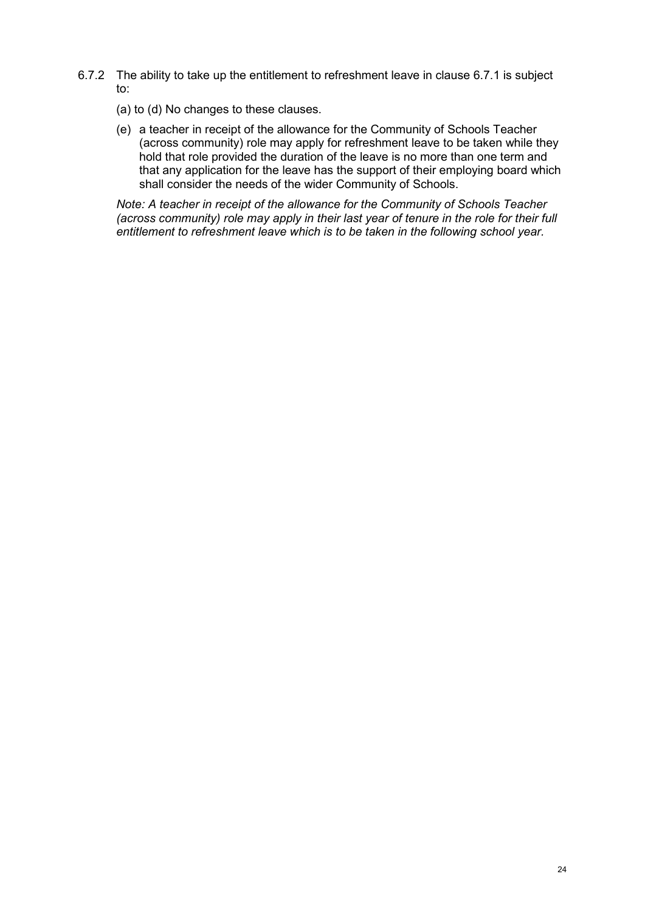6.7.2 The ability to take up the entitlement to refreshment leave in clause 6.7.1 is subject to:

(a) to (d) No changes to these clauses.

(e) a teacher in receipt of the allowance for the Community of Schools Teacher (across community) role may apply for refreshment leave to be taken while they hold that role provided the duration of the leave is no more than one term and that any application for the leave has the support of their employing board which shall consider the needs of the wider Community of Schools.

*Note: A teacher in receipt of the allowance for the Community of Schools Teacher (across community) role may apply in their last year of tenure in the role for their full entitlement to refreshment leave which is to be taken in the following school year.*